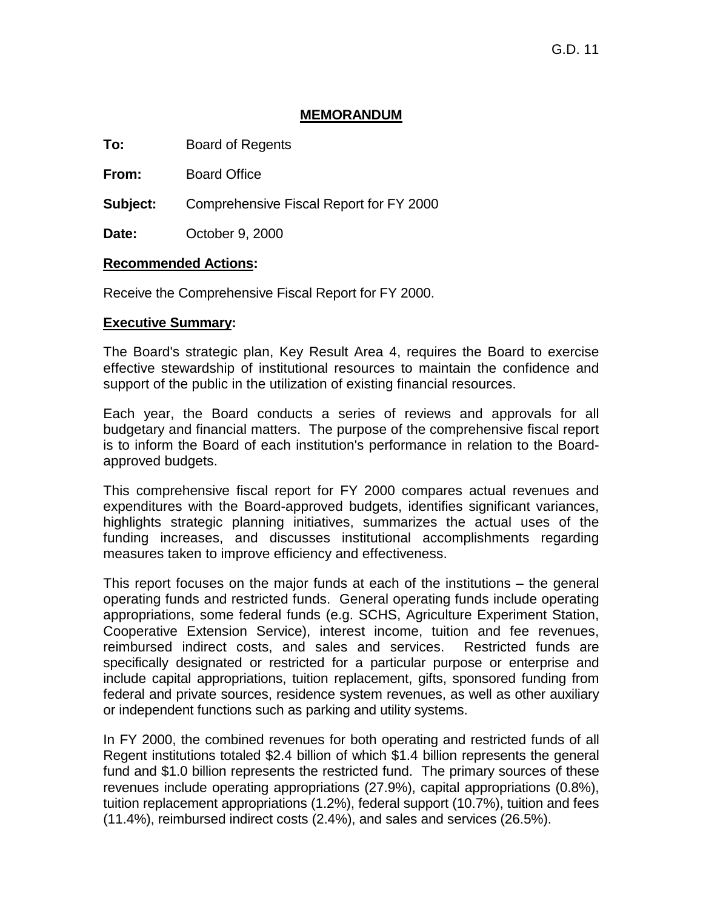G.D. 11

## MEMORANDUM

**To:** Board of Regents

**From:** Board Office

**Subject:** Comprehensive Fiscal Report for FY 2000

**Date:** October 9, 2000

### Recommended Actions:

Receive the Comprehensive Fiscal Report for FY 2000.

### Executive Summary:

The Board's strategic plan, Key Result Area 4, requires the Board to exercise effective stewardship of institutional resources to maintain the confidence and support of the public in the utilization of existing financial resources.

Each year, the Board conducts a series of reviews and approvals for all budgetary and financial matters. The purpose of the comprehensive fiscal report is to inform the Board of each institution's performance in relation to the Board-approved budgets.

This comprehensive fiscal report for FY 2000 compares actual revenues and expenditures with the Board-approved budgets, identifies significant variances, highlights strategic planning initiatives, summarizes the actual uses of the funding increases, and discusses institutional accomplishments regarding measures taken to improve efficiency and effectiveness.

This report focuses on the major funds at each of the institutions – the general operating funds and restricted funds. General operating funds include operating appropriations, some federal funds (e.g. SCHS, Agriculture Experiment Station, Cooperative Extension Service), interest income, tuition and fee revenues, reimbursed indirect costs, and sales and services. Restricted funds are specifically designated or restricted for a particular purpose or enterprise and include capital appropriations, tuition replacement, gifts, sponsored funding from federal and private sources, residence system revenues, as well as other auxiliary or independent functions such as parking and utility systems.

In FY 2000, the combined revenues for both operating and restricted funds of all Regent institutions totaled \$2.4 billion of which \$1.4 billion represents the general fund and \$1.0 billion represents the restricted fund. The primary sources of these revenues include operating appropriations (27.9%), capital appropriations (0.8%), tuition replacement appropriations (1.2%), federal support (10.7%), tuition and fees (11.4%), reimbursed indirect costs (2.4%), and sales and services (26.5%).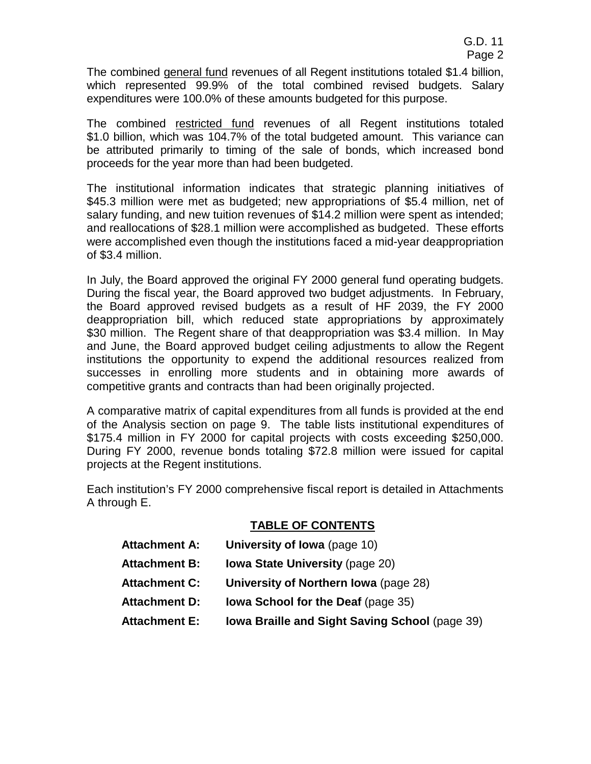The combined general fund revenues of all Regent institutions totaled $1.4 billion, which represented 99.9% of the total combined revised budgets. Salary expenditures were 100.0% of these amounts budgeted for this purpose.

The combined restricted fund revenues of all Regent institutions totaled $1.0 billion, which was 104.7% of the total budgeted amount. This variance can be attributed primarily to timing of the sale of bonds, which increased bond proceeds for the year more than had been budgeted.

The institutional information indicates that strategic planning initiatives of $45.3 million were met as budgeted; new appropriations of $5.4 million, net of salary funding, and new tuition revenues of $14.2 million were spent as intended; and reallocations of $28.1 million were accomplished as budgeted. These efforts were accomplished even though the institutions faced a mid-year deappropriation of $3.4 million.

In July, the Board approved the original FY 2000 general fund operating budgets. During the fiscal year, the Board approved two budget adjustments. In February, the Board approved revised budgets as a result of HF 2039, the FY 2000 deappropriation bill, which reduced state appropriations by approximately $30 million. The Regent share of that deappropriation was $3.4 million. In May and June, the Board approved budget ceiling adjustments to allow the Regent institutions the opportunity to expend the additional resources realized from successes in enrolling more students and in obtaining more awards of competitive grants and contracts than had been originally projected.

A comparative matrix of capital expenditures from all funds is provided at the end of the Analysis section on page 9. The table lists institutional expenditures of $175.4 million in FY 2000 for capital projects with costs exceeding $250,000. During FY 2000, revenue bonds totaling $72.8 million were issued for capital projects at the Regent institutions.

Each institution's FY 2000 comprehensive fiscal report is detailed in Attachments A through E.

## TABLE OF CONTENTS

| | |
|---|---|
| **Attachment A:** | **University of Iowa** (page 10) |
| **Attachment B:** | **Iowa State University** (page 20) |
| **Attachment C:** | **University of Northern Iowa** (page 28) |
| **Attachment D:** | **Iowa School for the Deaf** (page 35) |
| **Attachment E:** | **Iowa Braille and Sight Saving School** (page 39) |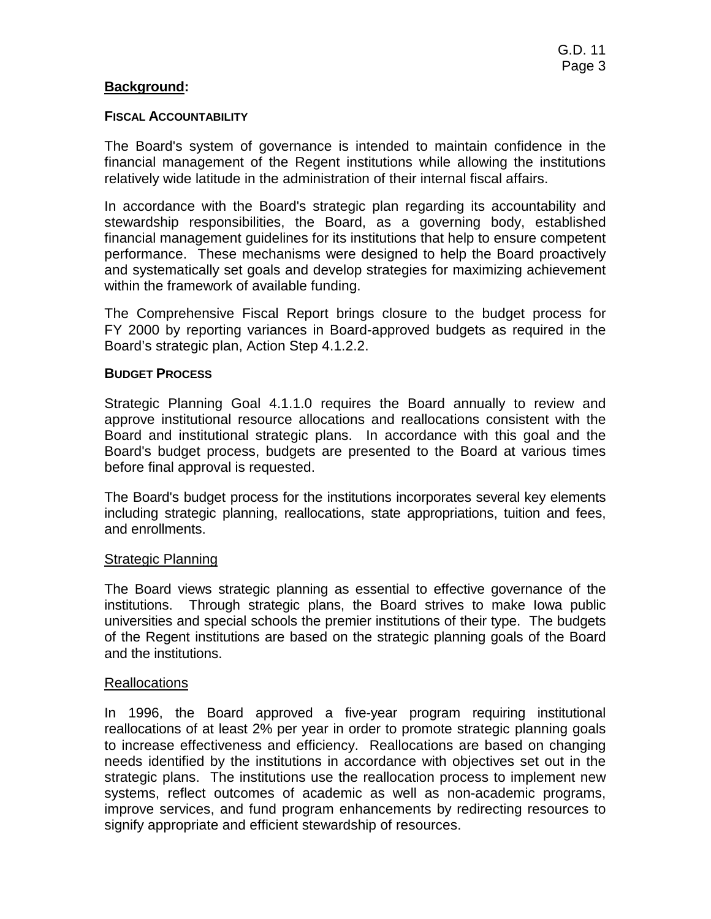**Background:**

**FISCAL ACCOUNTABILITY**

The Board's system of governance is intended to maintain confidence in the financial management of the Regent institutions while allowing the institutions relatively wide latitude in the administration of their internal fiscal affairs.

In accordance with the Board's strategic plan regarding its accountability and stewardship responsibilities, the Board, as a governing body, established financial management guidelines for its institutions that help to ensure competent performance. These mechanisms were designed to help the Board proactively and systematically set goals and develop strategies for maximizing achievement within the framework of available funding.

The Comprehensive Fiscal Report brings closure to the budget process for FY 2000 by reporting variances in Board-approved budgets as required in the Board's strategic plan, Action Step 4.1.2.2.

**BUDGET PROCESS**

Strategic Planning Goal 4.1.1.0 requires the Board annually to review and approve institutional resource allocations and reallocations consistent with the Board and institutional strategic plans. In accordance with this goal and the Board's budget process, budgets are presented to the Board at various times before final approval is requested.

The Board's budget process for the institutions incorporates several key elements including strategic planning, reallocations, state appropriations, tuition and fees, and enrollments.

Strategic Planning

The Board views strategic planning as essential to effective governance of the institutions. Through strategic plans, the Board strives to make Iowa public universities and special schools the premier institutions of their type. The budgets of the Regent institutions are based on the strategic planning goals of the Board and the institutions.

Reallocations

In 1996, the Board approved a five-year program requiring institutional reallocations of at least 2% per year in order to promote strategic planning goals to increase effectiveness and efficiency. Reallocations are based on changing needs identified by the institutions in accordance with objectives set out in the strategic plans. The institutions use the reallocation process to implement new systems, reflect outcomes of academic as well as non-academic programs, improve services, and fund program enhancements by redirecting resources to signify appropriate and efficient stewardship of resources.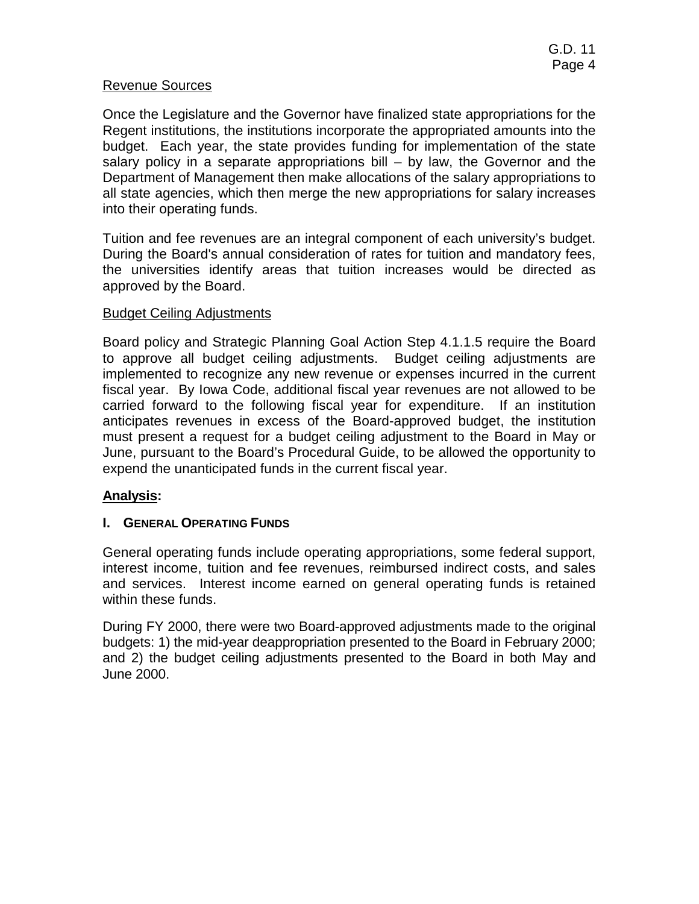Revenue Sources

Once the Legislature and the Governor have finalized state appropriations for the Regent institutions, the institutions incorporate the appropriated amounts into the budget. Each year, the state provides funding for implementation of the state salary policy in a separate appropriations bill – by law, the Governor and the Department of Management then make allocations of the salary appropriations to all state agencies, which then merge the new appropriations for salary increases into their operating funds.

Tuition and fee revenues are an integral component of each university's budget. During the Board's annual consideration of rates for tuition and mandatory fees, the universities identify areas that tuition increases would be directed as approved by the Board.

Budget Ceiling Adjustments

Board policy and Strategic Planning Goal Action Step 4.1.1.5 require the Board to approve all budget ceiling adjustments. Budget ceiling adjustments are implemented to recognize any new revenue or expenses incurred in the current fiscal year. By Iowa Code, additional fiscal year revenues are not allowed to be carried forward to the following fiscal year for expenditure. If an institution anticipates revenues in excess of the Board-approved budget, the institution must present a request for a budget ceiling adjustment to the Board in May or June, pursuant to the Board's Procedural Guide, to be allowed the opportunity to expend the unanticipated funds in the current fiscal year.

**Analysis:**

**I. GENERAL OPERATING FUNDS**

General operating funds include operating appropriations, some federal support, interest income, tuition and fee revenues, reimbursed indirect costs, and sales and services. Interest income earned on general operating funds is retained within these funds.

During FY 2000, there were two Board-approved adjustments made to the original budgets: 1) the mid-year deappropriation presented to the Board in February 2000; and 2) the budget ceiling adjustments presented to the Board in both May and June 2000.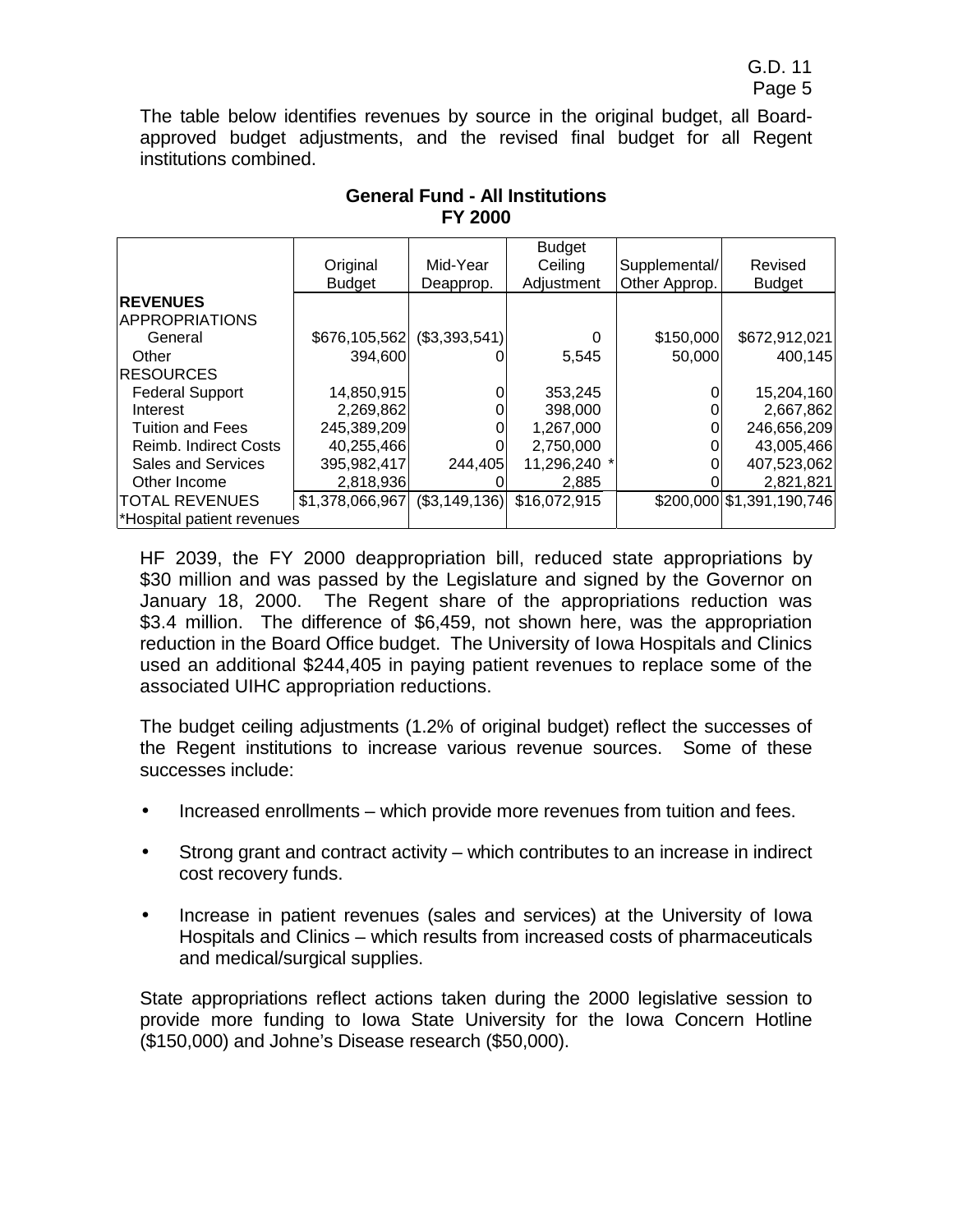The table below identifies revenues by source in the original budget, all Board-approved budget adjustments, and the revised final budget for all Regent institutions combined.

**General Fund - All Institutions**
**FY 2000**

| | Original Budget | Mid-Year Deapprop. | Budget Ceiling Adjustment | Supplemental/ Other Approp. | Revised Budget |
|---|---|---|---|---|---|
| **REVENUES** | | | | | |
| APPROPRIATIONS | | | | | |
| General | $676,105,562 | ($3,393,541) | 0 | $150,000 | $672,912,021 |
| Other | 394,600 | 0 | 5,545 | 50,000 | 400,145 |
| RESOURCES | | | | | |
| Federal Support | 14,850,915 | 0 | 353,245 | 0 | 15,204,160 |
| Interest | 2,269,862 | 0 | 398,000 | 0 | 2,667,862 |
| Tuition and Fees | 245,389,209 | 0 | 1,267,000 | 0 | 246,656,209 |
| Reimb. Indirect Costs | 40,255,466 | 0 | 2,750,000 | 0 | 43,005,466 |
| Sales and Services | 395,982,417 | 244,405 | 11,296,240 * | 0 | 407,523,062 |
| Other Income | 2,818,936 | 0 | 2,885 | 0 | 2,821,821 |
| TOTAL REVENUES | $1,378,066,967 | ($3,149,136) | $16,072,915 | $200,000 | $1,391,190,746 |
| *Hospital patient revenues | | | | | |

HF 2039, the FY 2000 deappropriation bill, reduced state appropriations by $30 million and was passed by the Legislature and signed by the Governor on January 18, 2000. The Regent share of the appropriations reduction was $3.4 million. The difference of $6,459, not shown here, was the appropriation reduction in the Board Office budget. The University of Iowa Hospitals and Clinics used an additional $244,405 in paying patient revenues to replace some of the associated UIHC appropriation reductions.

The budget ceiling adjustments (1.2% of original budget) reflect the successes of the Regent institutions to increase various revenue sources. Some of these successes include:

- Increased enrollments – which provide more revenues from tuition and fees.
- Strong grant and contract activity – which contributes to an increase in indirect cost recovery funds.
- Increase in patient revenues (sales and services) at the University of Iowa Hospitals and Clinics – which results from increased costs of pharmaceuticals and medical/surgical supplies.

State appropriations reflect actions taken during the 2000 legislative session to provide more funding to Iowa State University for the Iowa Concern Hotline ($150,000) and Johne's Disease research ($50,000).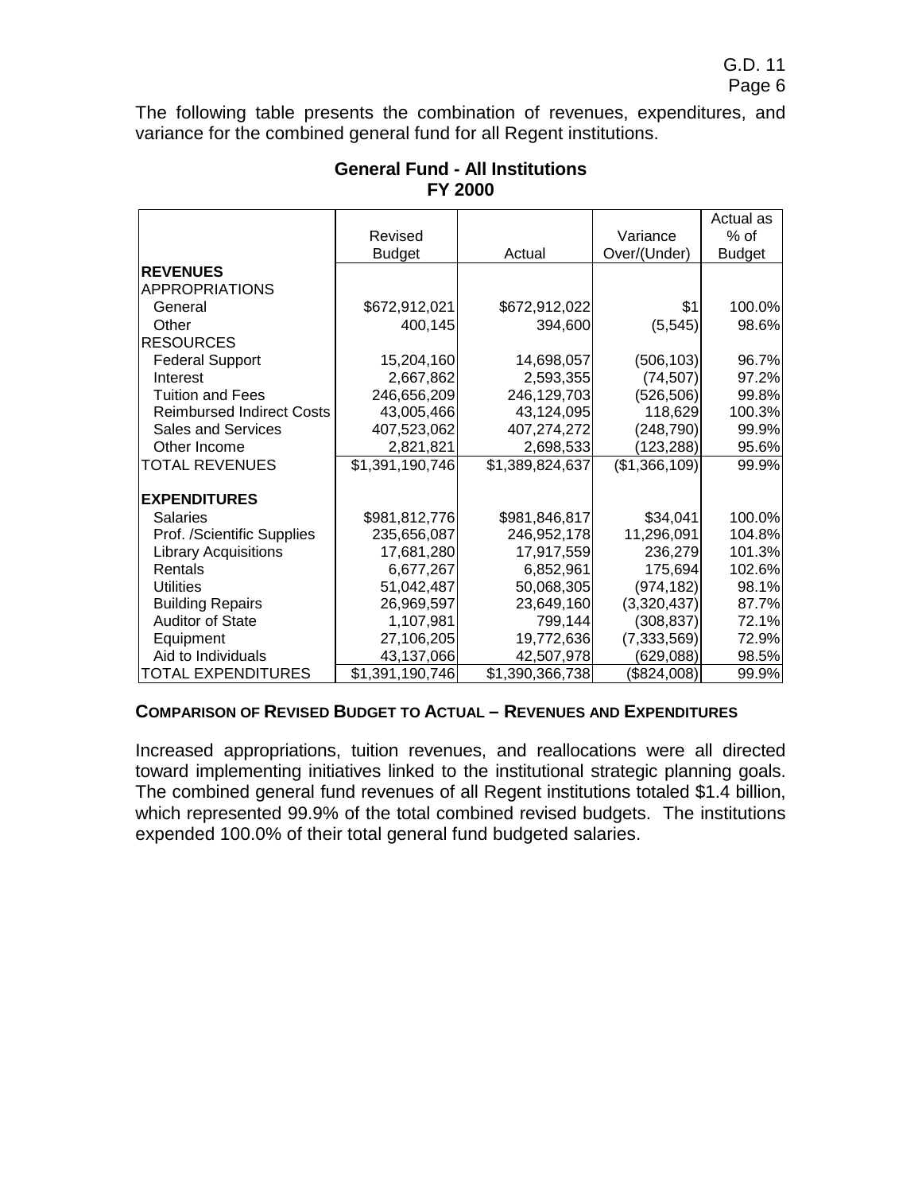The following table presents the combination of revenues, expenditures, and variance for the combined general fund for all Regent institutions.

**General Fund - All Institutions**
**FY 2000**

| | Revised Budget | Actual | Variance Over/(Under) | Actual as % of Budget |
|---|---|---|---|---|
| **REVENUES** | | | | |
| APPROPRIATIONS | | | | |
| General | $672,912,021 | $672,912,022 | $1 | 100.0% |
| Other | 400,145 | 394,600 | (5,545) | 98.6% |
| RESOURCES | | | | |
| Federal Support | 15,204,160 | 14,698,057 | (506,103) | 96.7% |
| Interest | 2,667,862 | 2,593,355 | (74,507) | 97.2% |
| Tuition and Fees | 246,656,209 | 246,129,703 | (526,506) | 99.8% |
| Reimbursed Indirect Costs | 43,005,466 | 43,124,095 | 118,629 | 100.3% |
| Sales and Services | 407,523,062 | 407,274,272 | (248,790) | 99.9% |
| Other Income | 2,821,821 | 2,698,533 | (123,288) | 95.6% |
| TOTAL REVENUES | $1,391,190,746 | $1,389,824,637 | ($1,366,109) | 99.9% |
| **EXPENDITURES** | | | | |
| Salaries | $981,812,776 | $981,846,817 | $34,041 | 100.0% |
| Prof. /Scientific Supplies | 235,656,087 | 246,952,178 | 11,296,091 | 104.8% |
| Library Acquisitions | 17,681,280 | 17,917,559 | 236,279 | 101.3% |
| Rentals | 6,677,267 | 6,852,961 | 175,694 | 102.6% |
| Utilities | 51,042,487 | 50,068,305 | (974,182) | 98.1% |
| Building Repairs | 26,969,597 | 23,649,160 | (3,320,437) | 87.7% |
| Auditor of State | 1,107,981 | 799,144 | (308,837) | 72.1% |
| Equipment | 27,106,205 | 19,772,636 | (7,333,569) | 72.9% |
| Aid to Individuals | 43,137,066 | 42,507,978 | (629,088) | 98.5% |
| TOTAL EXPENDITURES | $1,391,190,746 | $1,390,366,738 | ($824,008) | 99.9% |

**COMPARISON OF REVISED BUDGET TO ACTUAL – REVENUES AND EXPENDITURES**

Increased appropriations, tuition revenues, and reallocations were all directed toward implementing initiatives linked to the institutional strategic planning goals. The combined general fund revenues of all Regent institutions totaled $1.4 billion, which represented 99.9% of the total combined revised budgets. The institutions expended 100.0% of their total general fund budgeted salaries.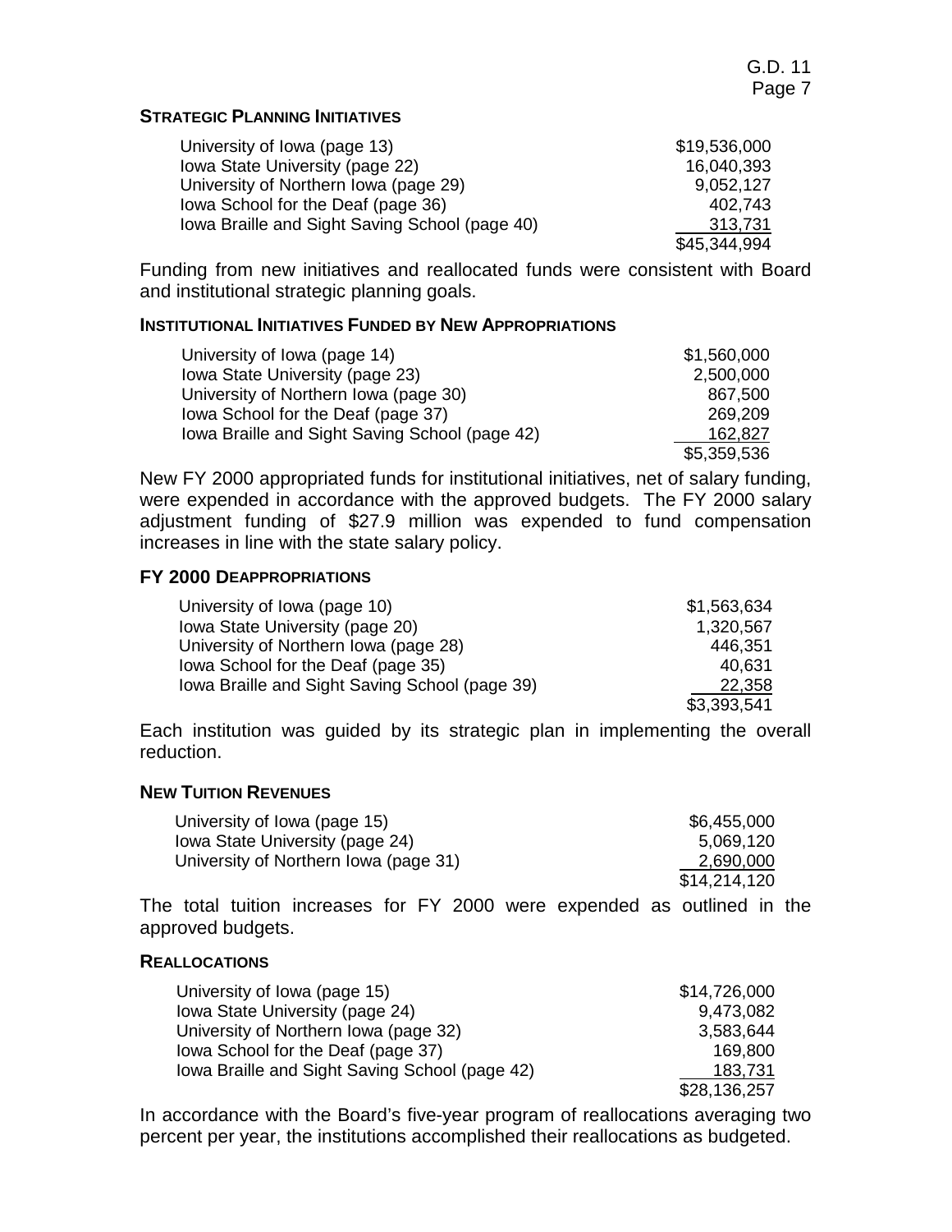### STRATEGIC PLANNING INITIATIVES

| | |
|---|---|
| University of Iowa (page 13) | $19,536,000 |
| Iowa State University (page 22) | 16,040,393 |
| University of Northern Iowa (page 29) | 9,052,127 |
| Iowa School for the Deaf (page 36) | 402,743 |
| Iowa Braille and Sight Saving School (page 40) | 313,731 |
| | $45,344,994 |

Funding from new initiatives and reallocated funds were consistent with Board and institutional strategic planning goals.

### INSTITUTIONAL INITIATIVES FUNDED BY NEW APPROPRIATIONS

| | |
|---|---|
| University of Iowa (page 14) | $1,560,000 |
| Iowa State University (page 23) | 2,500,000 |
| University of Northern Iowa (page 30) | 867,500 |
| Iowa School for the Deaf (page 37) | 269,209 |
| Iowa Braille and Sight Saving School (page 42) | 162,827 |
| | $5,359,536 |

New FY 2000 appropriated funds for institutional initiatives, net of salary funding, were expended in accordance with the approved budgets. The FY 2000 salary adjustment funding of $27.9 million was expended to fund compensation increases in line with the state salary policy.

### FY 2000 DEAPPROPRIATIONS

| | |
|---|---|
| University of Iowa (page 10) | $1,563,634 |
| Iowa State University (page 20) | 1,320,567 |
| University of Northern Iowa (page 28) | 446,351 |
| Iowa School for the Deaf (page 35) | 40,631 |
| Iowa Braille and Sight Saving School (page 39) | 22,358 |
| | $3,393,541 |

Each institution was guided by its strategic plan in implementing the overall reduction.

### NEW TUITION REVENUES

| | |
|---|---|
| University of Iowa (page 15) | $6,455,000 |
| Iowa State University (page 24) | 5,069,120 |
| University of Northern Iowa (page 31) | 2,690,000 |
| | $14,214,120 |

The total tuition increases for FY 2000 were expended as outlined in the approved budgets.

### REALLOCATIONS

| | |
|---|---|
| University of Iowa (page 15) | $14,726,000 |
| Iowa State University (page 24) | 9,473,082 |
| University of Northern Iowa (page 32) | 3,583,644 |
| Iowa School for the Deaf (page 37) | 169,800 |
| Iowa Braille and Sight Saving School (page 42) | 183,731 |
| | $28,136,257 |

In accordance with the Board's five-year program of reallocations averaging two percent per year, the institutions accomplished their reallocations as budgeted.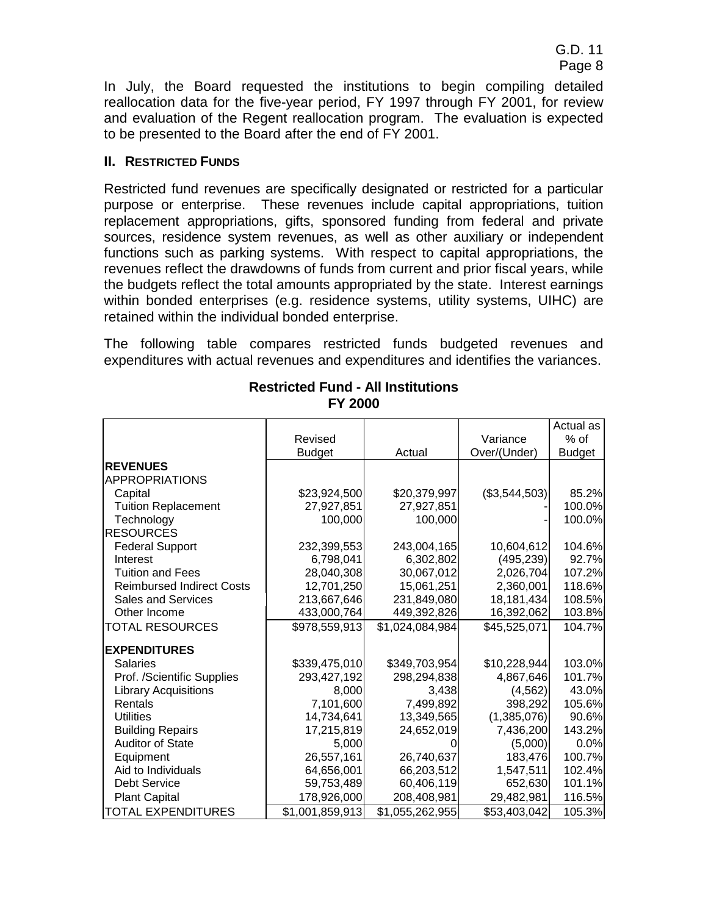In July, the Board requested the institutions to begin compiling detailed reallocation data for the five-year period, FY 1997 through FY 2001, for review and evaluation of the Regent reallocation program. The evaluation is expected to be presented to the Board after the end of FY 2001.

### II. RESTRICTED FUNDS

Restricted fund revenues are specifically designated or restricted for a particular purpose or enterprise. These revenues include capital appropriations, tuition replacement appropriations, gifts, sponsored funding from federal and private sources, residence system revenues, as well as other auxiliary or independent functions such as parking systems. With respect to capital appropriations, the revenues reflect the drawdowns of funds from current and prior fiscal years, while the budgets reflect the total amounts appropriated by the state. Interest earnings within bonded enterprises (e.g. residence systems, utility systems, UIHC) are retained within the individual bonded enterprise.

The following table compares restricted funds budgeted revenues and expenditures with actual revenues and expenditures and identifies the variances.

**Restricted Fund - All Institutions**
**FY 2000**

| | Revised Budget | Actual | Variance Over/(Under) | Actual as % of Budget |
|---|---|---|---|---|
| **REVENUES** | | | | |
| APPROPRIATIONS | | | | |
| Capital | $23,924,500 | $20,379,997 | ($3,544,503) | 85.2% |
| Tuition Replacement | 27,927,851 | 27,927,851 | - | 100.0% |
| Technology | 100,000 | 100,000 | - | 100.0% |
| RESOURCES | | | | |
| Federal Support | 232,399,553 | 243,004,165 | 10,604,612 | 104.6% |
| Interest | 6,798,041 | 6,302,802 | (495,239) | 92.7% |
| Tuition and Fees | 28,040,308 | 30,067,012 | 2,026,704 | 107.2% |
| Reimbursed Indirect Costs | 12,701,250 | 15,061,251 | 2,360,001 | 118.6% |
| Sales and Services | 213,667,646 | 231,849,080 | 18,181,434 | 108.5% |
| Other Income | 433,000,764 | 449,392,826 | 16,392,062 | 103.8% |
| TOTAL RESOURCES | $978,559,913 | $1,024,084,984 | $45,525,071 | 104.7% |
| **EXPENDITURES** | | | | |
| Salaries | $339,475,010 | $349,703,954 | $10,228,944 | 103.0% |
| Prof. /Scientific Supplies | 293,427,192 | 298,294,838 | 4,867,646 | 101.7% |
| Library Acquisitions | 8,000 | 3,438 | (4,562) | 43.0% |
| Rentals | 7,101,600 | 7,499,892 | 398,292 | 105.6% |
| Utilities | 14,734,641 | 13,349,565 | (1,385,076) | 90.6% |
| Building Repairs | 17,215,819 | 24,652,019 | 7,436,200 | 143.2% |
| Auditor of State | 5,000 | 0 | (5,000) | 0.0% |
| Equipment | 26,557,161 | 26,740,637 | 183,476 | 100.7% |
| Aid to Individuals | 64,656,001 | 66,203,512 | 1,547,511 | 102.4% |
| Debt Service | 59,753,489 | 60,406,119 | 652,630 | 101.1% |
| Plant Capital | 178,926,000 | 208,408,981 | 29,482,981 | 116.5% |
| TOTAL EXPENDITURES | $1,001,859,913 | $1,055,262,955 | $53,403,042 | 105.3% |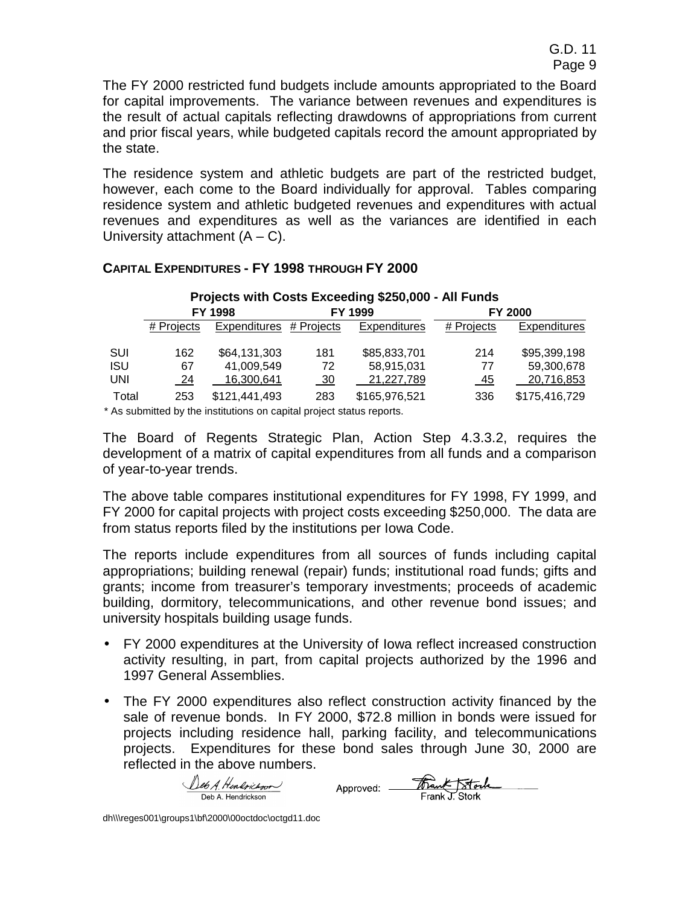The FY 2000 restricted fund budgets include amounts appropriated to the Board for capital improvements. The variance between revenues and expenditures is the result of actual capitals reflecting drawdowns of appropriations from current and prior fiscal years, while budgeted capitals record the amount appropriated by the state.

The residence system and athletic budgets are part of the restricted budget, however, each come to the Board individually for approval. Tables comparing residence system and athletic budgeted revenues and expenditures with actual revenues and expenditures as well as the variances are identified in each University attachment (A – C).

## CAPITAL EXPENDITURES - FY 1998 THROUGH FY 2000

**Projects with Costs Exceeding $250,000 - All Funds**

| | FY 1998 | | FY 1999 | | FY 2000 | |
|---|---|---|---|---|---|---|
| | # Projects | Expenditures | # Projects | Expenditures | # Projects | Expenditures |
| SUI | 162 | $64,131,303 | 181 | $85,833,701 | 214 | $95,399,198 |
| ISU | 67 | 41,009,549 | 72 | 58,915,031 | 77 | 59,300,678 |
| UNI | 24 | 16,300,641 | 30 | 21,227,789 | 45 | 20,716,853 |
| Total | 253 | $121,441,493 | 283 | $165,976,521 | 336 | $175,416,729 |

\* As submitted by the institutions on capital project status reports.

The Board of Regents Strategic Plan, Action Step 4.3.3.2, requires the development of a matrix of capital expenditures from all funds and a comparison of year-to-year trends.

The above table compares institutional expenditures for FY 1998, FY 1999, and FY 2000 for capital projects with project costs exceeding $250,000. The data are from status reports filed by the institutions per Iowa Code.

The reports include expenditures from all sources of funds including capital appropriations; building renewal (repair) funds; institutional road funds; gifts and grants; income from treasurer's temporary investments; proceeds of academic building, dormitory, telecommunications, and other revenue bond issues; and university hospitals building usage funds.

- FY 2000 expenditures at the University of Iowa reflect increased construction activity resulting, in part, from capital projects authorized by the 1996 and 1997 General Assemblies.
- The FY 2000 expenditures also reflect construction activity financed by the sale of revenue bonds. In FY 2000, $72.8 million in bonds were issued for projects including residence hall, parking facility, and telecommunications projects. Expenditures for these bond sales through June 30, 2000 are reflected in the above numbers.

Deb A. Hendrickson

Approved: Frank J. Stork

dh\\\reges001\groups1\bf\2000\00octdoc\octgd11.doc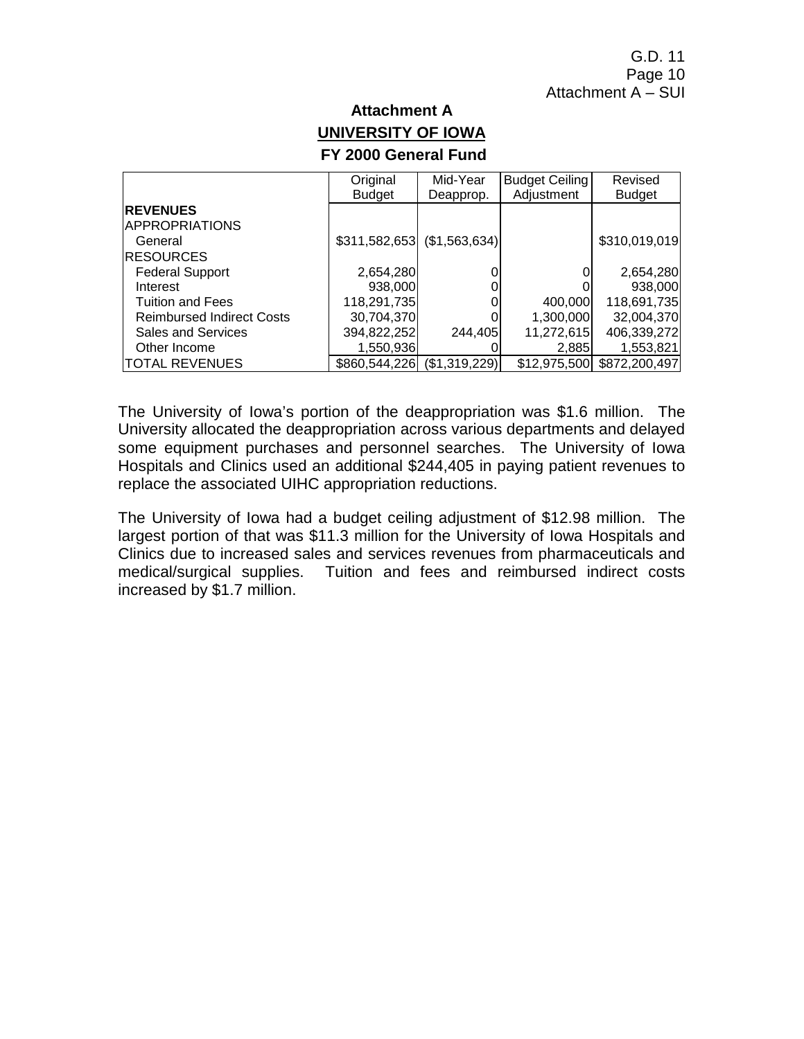**Attachment A**

**UNIVERSITY OF IOWA**

**FY 2000 General Fund**

| | Original Budget | Mid-Year Deapprop. | Budget Ceiling Adjustment | Revised Budget |
|---|---|---|---|---|
| **REVENUES** | | | | |
| APPROPRIATIONS | | | | |
| General | $311,582,653 | ($1,563,634) | | $310,019,019 |
| RESOURCES | | | | |
| Federal Support | 2,654,280 | 0 | 0 | 2,654,280 |
| Interest | 938,000 | 0 | 0 | 938,000 |
| Tuition and Fees | 118,291,735 | 0 | 400,000 | 118,691,735 |
| Reimbursed Indirect Costs | 30,704,370 | 0 | 1,300,000 | 32,004,370 |
| Sales and Services | 394,822,252 | 244,405 | 11,272,615 | 406,339,272 |
| Other Income | 1,550,936 | 0 | 2,885 | 1,553,821 |
| TOTAL REVENUES | $860,544,226 | ($1,319,229) | $12,975,500 | $872,200,497 |

The University of Iowa's portion of the deappropriation was $1.6 million. The University allocated the deappropriation across various departments and delayed some equipment purchases and personnel searches. The University of Iowa Hospitals and Clinics used an additional $244,405 in paying patient revenues to replace the associated UIHC appropriation reductions.

The University of Iowa had a budget ceiling adjustment of $12.98 million. The largest portion of that was $11.3 million for the University of Iowa Hospitals and Clinics due to increased sales and services revenues from pharmaceuticals and medical/surgical supplies. Tuition and fees and reimbursed indirect costs increased by $1.7 million.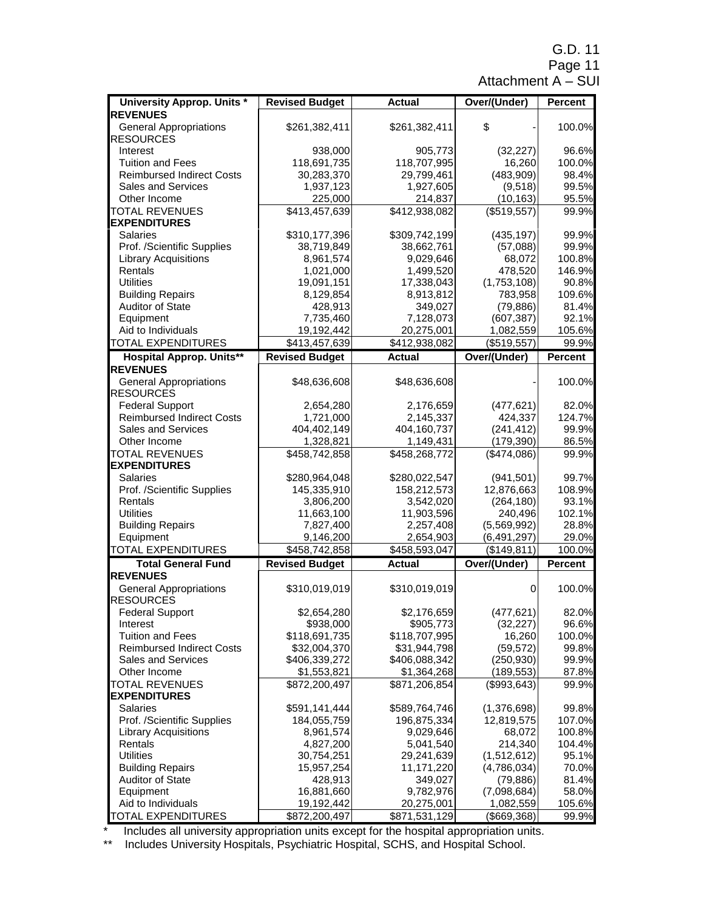G.D. 11
Page 11
Attachment A – SUI

| University Approp. Units * | Revised Budget | Actual | Over/(Under) | Percent |
|---|---|---|---|---|
| **REVENUES** | | | | |
| General Appropriations | $261,382,411 | $261,382,411 | $ - | 100.0% |
| RESOURCES | | | | |
| Interest | 938,000 | 905,773 | (32,227) | 96.6% |
| Tuition and Fees | 118,691,735 | 118,707,995 | 16,260 | 100.0% |
| Reimbursed Indirect Costs | 30,283,370 | 29,799,461 | (483,909) | 98.4% |
| Sales and Services | 1,937,123 | 1,927,605 | (9,518) | 99.5% |
| Other Income | 225,000 | 214,837 | (10,163) | 95.5% |
| TOTAL REVENUES | $413,457,639 | $412,938,082 | ($519,557) | 99.9% |
| **EXPENDITURES** | | | | |
| Salaries | $310,177,396 | $309,742,199 | (435,197) | 99.9% |
| Prof. /Scientific Supplies | 38,719,849 | 38,662,761 | (57,088) | 99.9% |
| Library Acquisitions | 8,961,574 | 9,029,646 | 68,072 | 100.8% |
| Rentals | 1,021,000 | 1,499,520 | 478,520 | 146.9% |
| Utilities | 19,091,151 | 17,338,043 | (1,753,108) | 90.8% |
| Building Repairs | 8,129,854 | 8,913,812 | 783,958 | 109.6% |
| Auditor of State | 428,913 | 349,027 | (79,886) | 81.4% |
| Equipment | 7,735,460 | 7,128,073 | (607,387) | 92.1% |
| Aid to Individuals | 19,192,442 | 20,275,001 | 1,082,559 | 105.6% |
| TOTAL EXPENDITURES | $413,457,639 | $412,938,082 | ($519,557) | 99.9% |
| **Hospital Approp. Units\*\*** | **Revised Budget** | **Actual** | **Over/(Under)** | **Percent** |
| **REVENUES** | | | | |
| General Appropriations | $48,636,608 | $48,636,608 | - | 100.0% |
| RESOURCES | | | | |
| Federal Support | 2,654,280 | 2,176,659 | (477,621) | 82.0% |
| Reimbursed Indirect Costs | 1,721,000 | 2,145,337 | 424,337 | 124.7% |
| Sales and Services | 404,402,149 | 404,160,737 | (241,412) | 99.9% |
| Other Income | 1,328,821 | 1,149,431 | (179,390) | 86.5% |
| TOTAL REVENUES | $458,742,858 | $458,268,772 | ($474,086) | 99.9% |
| **EXPENDITURES** | | | | |
| Salaries | $280,964,048 | $280,022,547 | (941,501) | 99.7% |
| Prof. /Scientific Supplies | 145,335,910 | 158,212,573 | 12,876,663 | 108.9% |
| Rentals | 3,806,200 | 3,542,020 | (264,180) | 93.1% |
| Utilities | 11,663,100 | 11,903,596 | 240,496 | 102.1% |
| Building Repairs | 7,827,400 | 2,257,408 | (5,569,992) | 28.8% |
| Equipment | 9,146,200 | 2,654,903 | (6,491,297) | 29.0% |
| TOTAL EXPENDITURES | $458,742,858 | $458,593,047 | ($149,811) | 100.0% |
| **Total General Fund** | **Revised Budget** | **Actual** | **Over/(Under)** | **Percent** |
| **REVENUES** | | | | |
| General Appropriations | $310,019,019 | $310,019,019 | 0 | 100.0% |
| RESOURCES | | | | |
| Federal Support | $2,654,280 | $2,176,659 | (477,621) | 82.0% |
| Interest | $938,000 | $905,773 | (32,227) | 96.6% |
| Tuition and Fees | $118,691,735 | $118,707,995 | 16,260 | 100.0% |
| Reimbursed Indirect Costs | $32,004,370 | $31,944,798 | (59,572) | 99.8% |
| Sales and Services | $406,339,272 | $406,088,342 | (250,930) | 99.9% |
| Other Income | $1,553,821 | $1,364,268 | (189,553) | 87.8% |
| TOTAL REVENUES | $872,200,497 | $871,206,854 | ($993,643) | 99.9% |
| **EXPENDITURES** | | | | |
| Salaries | $591,141,444 | $589,764,746 | (1,376,698) | 99.8% |
| Prof. /Scientific Supplies | 184,055,759 | 196,875,334 | 12,819,575 | 107.0% |
| Library Acquisitions | 8,961,574 | 9,029,646 | 68,072 | 100.8% |
| Rentals | 4,827,200 | 5,041,540 | 214,340 | 104.4% |
| Utilities | 30,754,251 | 29,241,639 | (1,512,612) | 95.1% |
| Building Repairs | 15,957,254 | 11,171,220 | (4,786,034) | 70.0% |
| Auditor of State | 428,913 | 349,027 | (79,886) | 81.4% |
| Equipment | 16,881,660 | 9,782,976 | (7,098,684) | 58.0% |
| Aid to Individuals | 19,192,442 | 20,275,001 | 1,082,559 | 105.6% |
| TOTAL EXPENDITURES | $872,200,497 | $871,531,129 | ($669,368) | 99.9% |

\* Includes all university appropriation units except for the hospital appropriation units.

\*\* Includes University Hospitals, Psychiatric Hospital, SCHS, and Hospital School.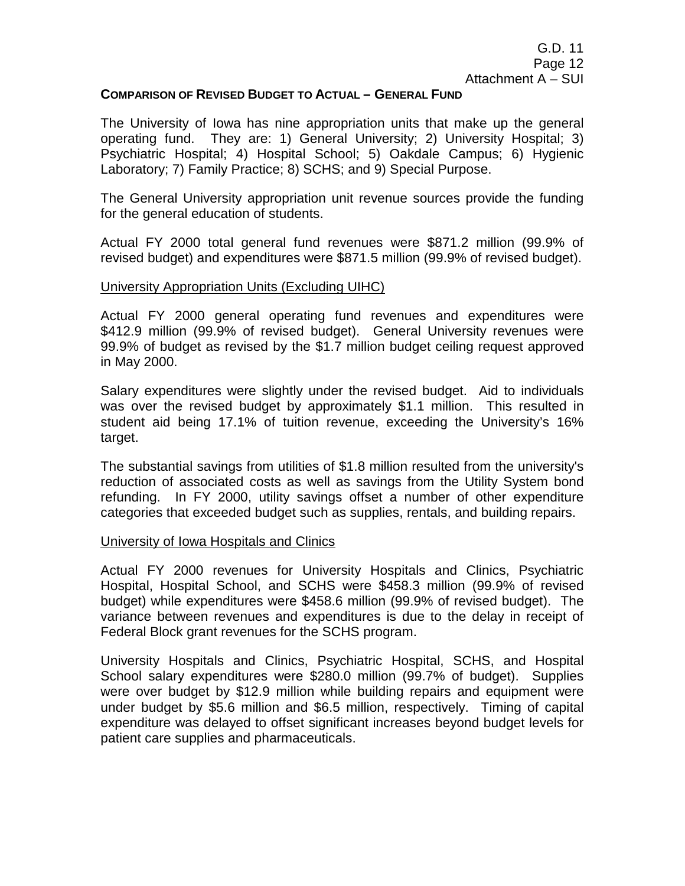## Comparison of Revised Budget to Actual – General Fund

The University of Iowa has nine appropriation units that make up the general operating fund. They are: 1) General University; 2) University Hospital; 3) Psychiatric Hospital; 4) Hospital School; 5) Oakdale Campus; 6) Hygienic Laboratory; 7) Family Practice; 8) SCHS; and 9) Special Purpose.

The General University appropriation unit revenue sources provide the funding for the general education of students.

Actual FY 2000 total general fund revenues were $871.2 million (99.9% of revised budget) and expenditures were $871.5 million (99.9% of revised budget).

### University Appropriation Units (Excluding UIHC)

Actual FY 2000 general operating fund revenues and expenditures were $412.9 million (99.9% of revised budget). General University revenues were 99.9% of budget as revised by the $1.7 million budget ceiling request approved in May 2000.

Salary expenditures were slightly under the revised budget. Aid to individuals was over the revised budget by approximately $1.1 million. This resulted in student aid being 17.1% of tuition revenue, exceeding the University's 16% target.

The substantial savings from utilities of $1.8 million resulted from the university's reduction of associated costs as well as savings from the Utility System bond refunding. In FY 2000, utility savings offset a number of other expenditure categories that exceeded budget such as supplies, rentals, and building repairs.

### University of Iowa Hospitals and Clinics

Actual FY 2000 revenues for University Hospitals and Clinics, Psychiatric Hospital, Hospital School, and SCHS were $458.3 million (99.9% of revised budget) while expenditures were $458.6 million (99.9% of revised budget). The variance between revenues and expenditures is due to the delay in receipt of Federal Block grant revenues for the SCHS program.

University Hospitals and Clinics, Psychiatric Hospital, SCHS, and Hospital School salary expenditures were $280.0 million (99.7% of budget). Supplies were over budget by $12.9 million while building repairs and equipment were under budget by $5.6 million and $6.5 million, respectively. Timing of capital expenditure was delayed to offset significant increases beyond budget levels for patient care supplies and pharmaceuticals.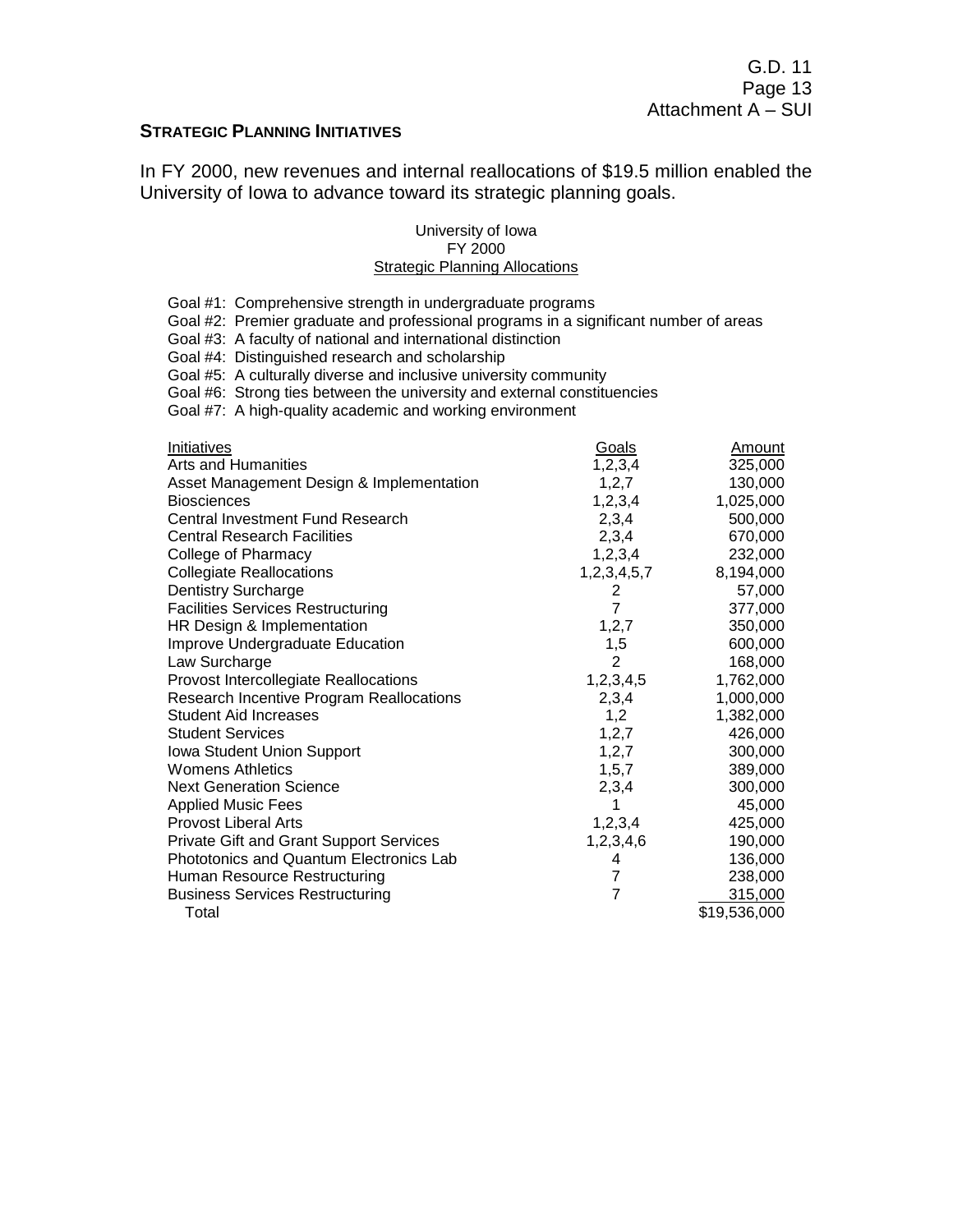## STRATEGIC PLANNING INITIATIVES

In FY 2000, new revenues and internal reallocations of $19.5 million enabled the University of Iowa to advance toward its strategic planning goals.

University of Iowa
FY 2000
Strategic Planning Allocations

Goal #1: Comprehensive strength in undergraduate programs
Goal #2: Premier graduate and professional programs in a significant number of areas
Goal #3: A faculty of national and international distinction
Goal #4: Distinguished research and scholarship
Goal #5: A culturally diverse and inclusive university community
Goal #6: Strong ties between the university and external constituencies
Goal #7: A high-quality academic and working environment

| Initiatives | Goals | Amount |
|---|---|---|
| Arts and Humanities | 1,2,3,4 | 325,000 |
| Asset Management Design & Implementation | 1,2,7 | 130,000 |
| Biosciences | 1,2,3,4 | 1,025,000 |
| Central Investment Fund Research | 2,3,4 | 500,000 |
| Central Research Facilities | 2,3,4 | 670,000 |
| College of Pharmacy | 1,2,3,4 | 232,000 |
| Collegiate Reallocations | 1,2,3,4,5,7 | 8,194,000 |
| Dentistry Surcharge | 2 | 57,000 |
| Facilities Services Restructuring | 7 | 377,000 |
| HR Design & Implementation | 1,2,7 | 350,000 |
| Improve Undergraduate Education | 1,5 | 600,000 |
| Law Surcharge | 2 | 168,000 |
| Provost Intercollegiate Reallocations | 1,2,3,4,5 | 1,762,000 |
| Research Incentive Program Reallocations | 2,3,4 | 1,000,000 |
| Student Aid Increases | 1,2 | 1,382,000 |
| Student Services | 1,2,7 | 426,000 |
| Iowa Student Union Support | 1,2,7 | 300,000 |
| Womens Athletics | 1,5,7 | 389,000 |
| Next Generation Science | 2,3,4 | 300,000 |
| Applied Music Fees | 1 | 45,000 |
| Provost Liberal Arts | 1,2,3,4 | 425,000 |
| Private Gift and Grant Support Services | 1,2,3,4,6 | 190,000 |
| Phototonics and Quantum Electronics Lab | 4 | 136,000 |
| Human Resource Restructuring | 7 | 238,000 |
| Business Services Restructuring | 7 | 315,000 |
| Total | | $19,536,000 |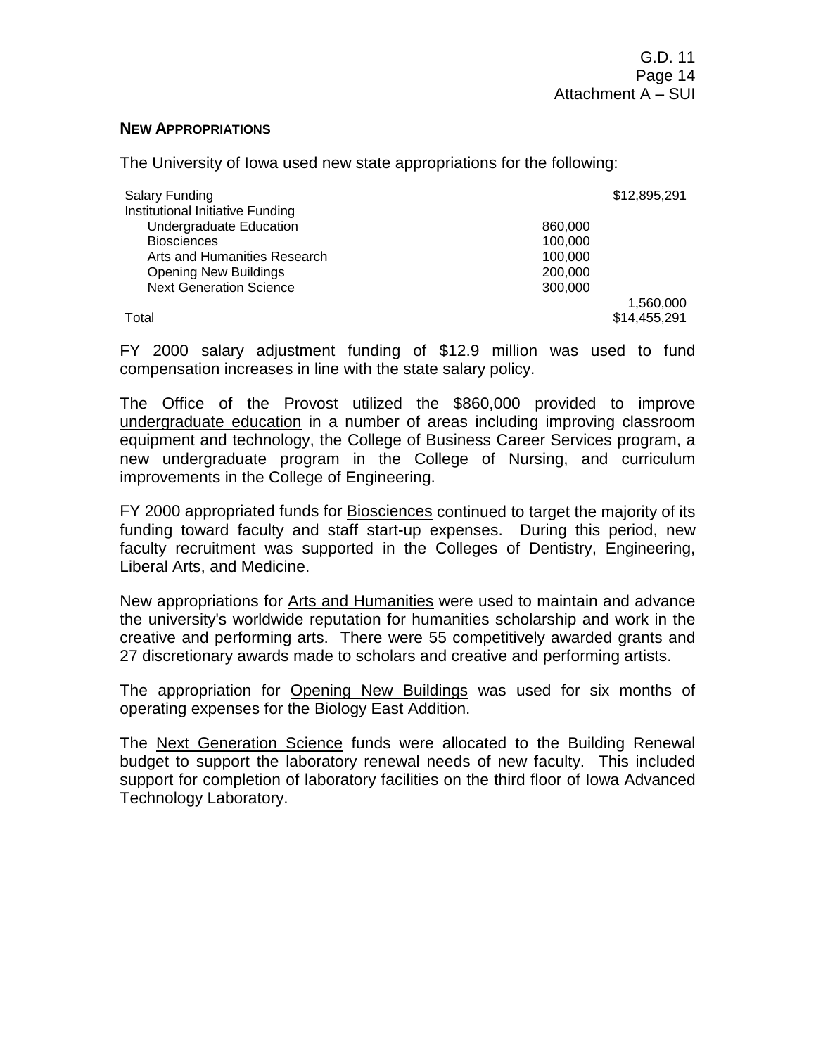## NEW APPROPRIATIONS

The University of Iowa used new state appropriations for the following:

| | | |
|---|---|---|
| Salary Funding | | $12,895,291 |
| Institutional Initiative Funding | | |
| Undergraduate Education | 860,000 | |
| Biosciences | 100,000 | |
| Arts and Humanities Research | 100,000 | |
| Opening New Buildings | 200,000 | |
| Next Generation Science | 300,000 | |
| | | 1,560,000 |
| Total | | $14,455,291 |

FY 2000 salary adjustment funding of $12.9 million was used to fund compensation increases in line with the state salary policy.

The Office of the Provost utilized the $860,000 provided to improve undergraduate education in a number of areas including improving classroom equipment and technology, the College of Business Career Services program, a new undergraduate program in the College of Nursing, and curriculum improvements in the College of Engineering.

FY 2000 appropriated funds for Biosciences continued to target the majority of its funding toward faculty and staff start-up expenses. During this period, new faculty recruitment was supported in the Colleges of Dentistry, Engineering, Liberal Arts, and Medicine.

New appropriations for Arts and Humanities were used to maintain and advance the university's worldwide reputation for humanities scholarship and work in the creative and performing arts. There were 55 competitively awarded grants and 27 discretionary awards made to scholars and creative and performing artists.

The appropriation for Opening New Buildings was used for six months of operating expenses for the Biology East Addition.

The Next Generation Science funds were allocated to the Building Renewal budget to support the laboratory renewal needs of new faculty. This included support for completion of laboratory facilities on the third floor of Iowa Advanced Technology Laboratory.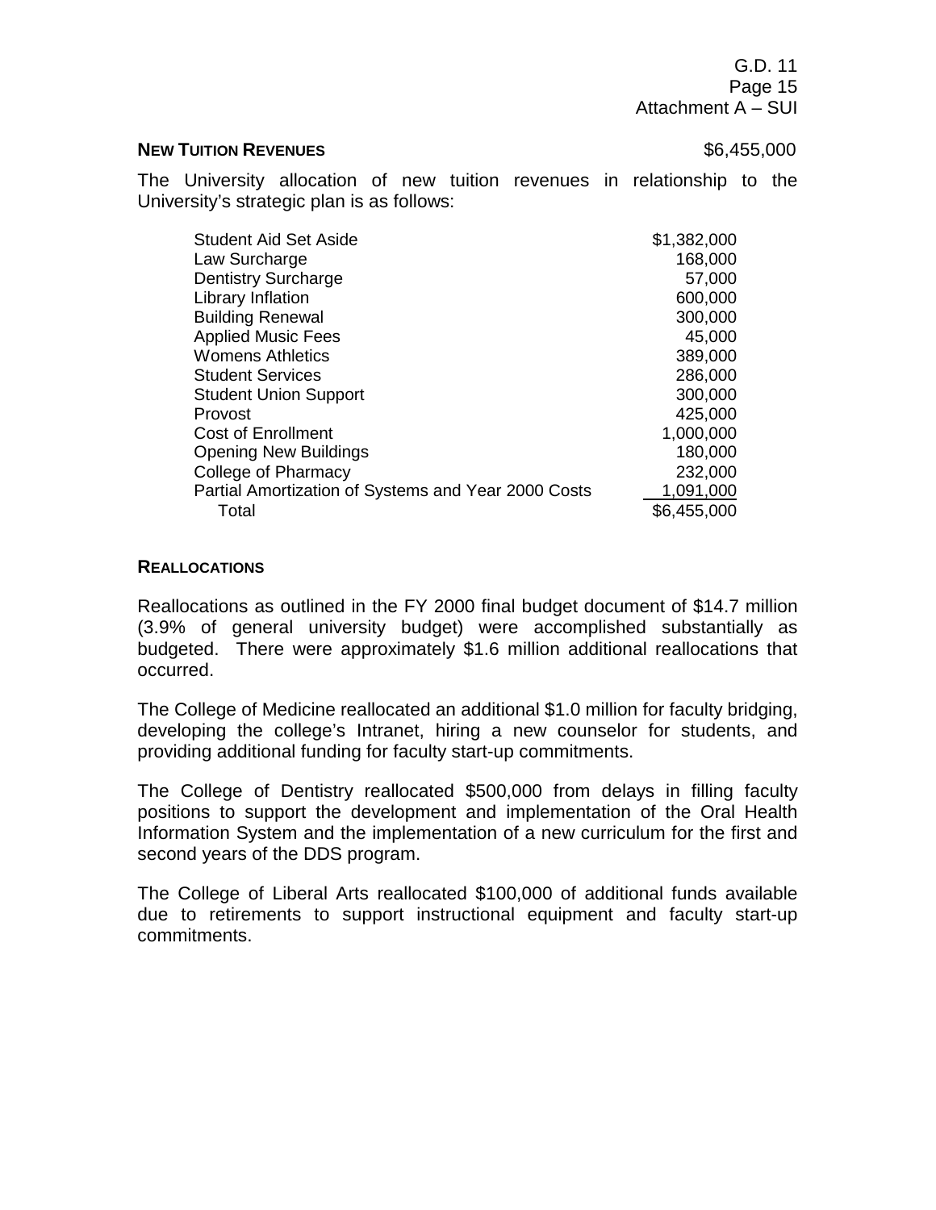**NEW TUITION REVENUES** $6,455,000

The University allocation of new tuition revenues in relationship to the University's strategic plan is as follows:

| | |
|---|---|
| Student Aid Set Aside | $1,382,000 |
| Law Surcharge | 168,000 |
| Dentistry Surcharge | 57,000 |
| Library Inflation | 600,000 |
| Building Renewal | 300,000 |
| Applied Music Fees | 45,000 |
| Womens Athletics | 389,000 |
| Student Services | 286,000 |
| Student Union Support | 300,000 |
| Provost | 425,000 |
| Cost of Enrollment | 1,000,000 |
| Opening New Buildings | 180,000 |
| College of Pharmacy | 232,000 |
| Partial Amortization of Systems and Year 2000 Costs | 1,091,000 |
| Total | $6,455,000 |

**REALLOCATIONS**

Reallocations as outlined in the FY 2000 final budget document of $14.7 million (3.9% of general university budget) were accomplished substantially as budgeted. There were approximately $1.6 million additional reallocations that occurred.

The College of Medicine reallocated an additional $1.0 million for faculty bridging, developing the college's Intranet, hiring a new counselor for students, and providing additional funding for faculty start-up commitments.

The College of Dentistry reallocated $500,000 from delays in filling faculty positions to support the development and implementation of the Oral Health Information System and the implementation of a new curriculum for the first and second years of the DDS program.

The College of Liberal Arts reallocated $100,000 of additional funds available due to retirements to support instructional equipment and faculty start-up commitments.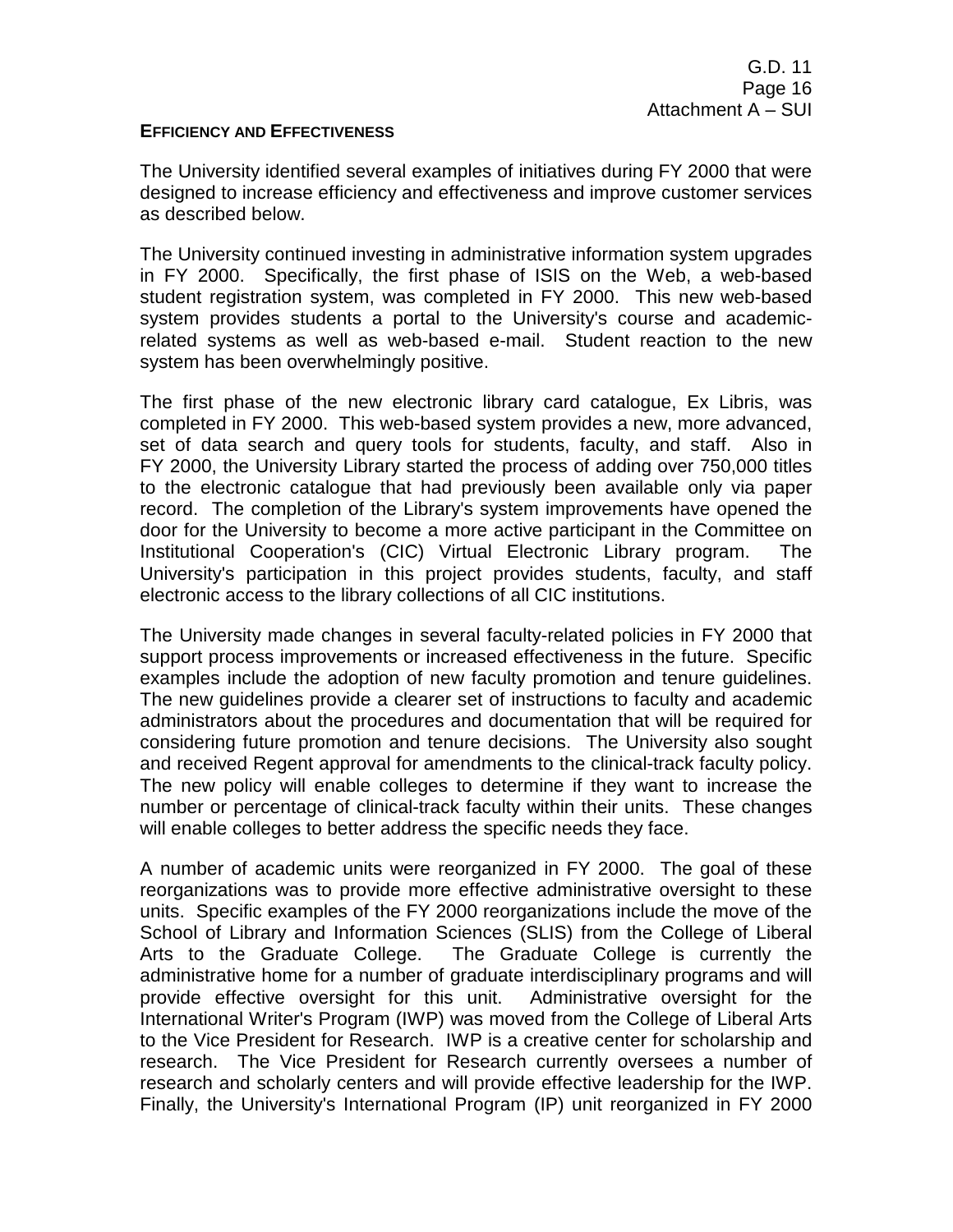**EFFICIENCY AND EFFECTIVENESS**

The University identified several examples of initiatives during FY 2000 that were designed to increase efficiency and effectiveness and improve customer services as described below.

The University continued investing in administrative information system upgrades in FY 2000. Specifically, the first phase of ISIS on the Web, a web-based student registration system, was completed in FY 2000. This new web-based system provides students a portal to the University's course and academic-related systems as well as web-based e-mail. Student reaction to the new system has been overwhelmingly positive.

The first phase of the new electronic library card catalogue, Ex Libris, was completed in FY 2000. This web-based system provides a new, more advanced, set of data search and query tools for students, faculty, and staff. Also in FY 2000, the University Library started the process of adding over 750,000 titles to the electronic catalogue that had previously been available only via paper record. The completion of the Library's system improvements have opened the door for the University to become a more active participant in the Committee on Institutional Cooperation's (CIC) Virtual Electronic Library program. The University's participation in this project provides students, faculty, and staff electronic access to the library collections of all CIC institutions.

The University made changes in several faculty-related policies in FY 2000 that support process improvements or increased effectiveness in the future. Specific examples include the adoption of new faculty promotion and tenure guidelines. The new guidelines provide a clearer set of instructions to faculty and academic administrators about the procedures and documentation that will be required for considering future promotion and tenure decisions. The University also sought and received Regent approval for amendments to the clinical-track faculty policy. The new policy will enable colleges to determine if they want to increase the number or percentage of clinical-track faculty within their units. These changes will enable colleges to better address the specific needs they face.

A number of academic units were reorganized in FY 2000. The goal of these reorganizations was to provide more effective administrative oversight to these units. Specific examples of the FY 2000 reorganizations include the move of the School of Library and Information Sciences (SLIS) from the College of Liberal Arts to the Graduate College. The Graduate College is currently the administrative home for a number of graduate interdisciplinary programs and will provide effective oversight for this unit. Administrative oversight for the International Writer's Program (IWP) was moved from the College of Liberal Arts to the Vice President for Research. IWP is a creative center for scholarship and research. The Vice President for Research currently oversees a number of research and scholarly centers and will provide effective leadership for the IWP. Finally, the University's International Program (IP) unit reorganized in FY 2000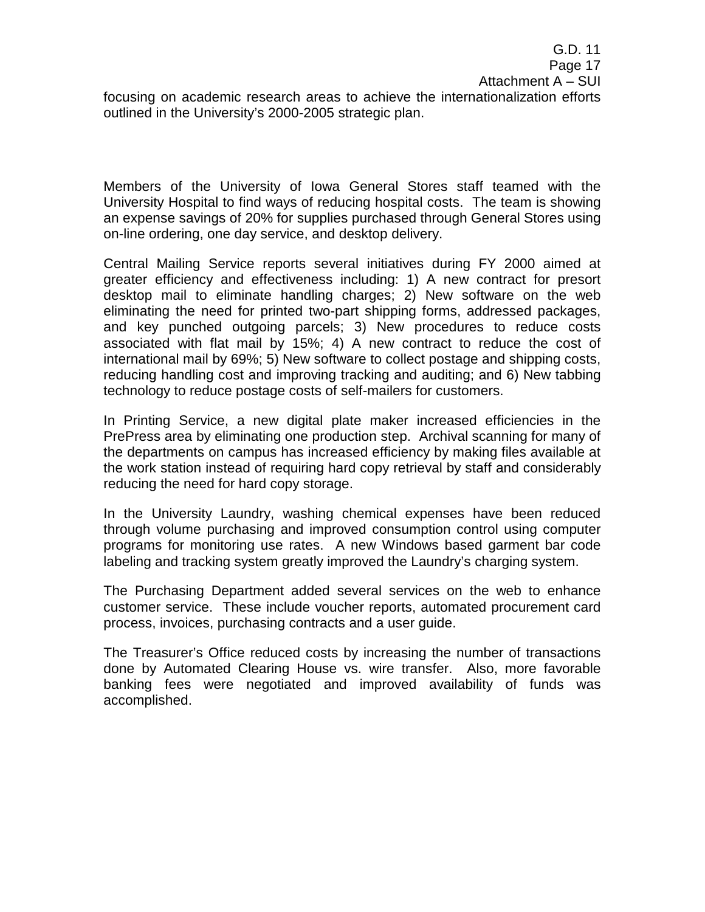focusing on academic research areas to achieve the internationalization efforts outlined in the University's 2000-2005 strategic plan.

Members of the University of Iowa General Stores staff teamed with the University Hospital to find ways of reducing hospital costs. The team is showing an expense savings of 20% for supplies purchased through General Stores using on-line ordering, one day service, and desktop delivery.

Central Mailing Service reports several initiatives during FY 2000 aimed at greater efficiency and effectiveness including: 1) A new contract for presort desktop mail to eliminate handling charges; 2) New software on the web eliminating the need for printed two-part shipping forms, addressed packages, and key punched outgoing parcels; 3) New procedures to reduce costs associated with flat mail by 15%; 4) A new contract to reduce the cost of international mail by 69%; 5) New software to collect postage and shipping costs, reducing handling cost and improving tracking and auditing; and 6) New tabbing technology to reduce postage costs of self-mailers for customers.

In Printing Service, a new digital plate maker increased efficiencies in the PrePress area by eliminating one production step. Archival scanning for many of the departments on campus has increased efficiency by making files available at the work station instead of requiring hard copy retrieval by staff and considerably reducing the need for hard copy storage.

In the University Laundry, washing chemical expenses have been reduced through volume purchasing and improved consumption control using computer programs for monitoring use rates. A new Windows based garment bar code labeling and tracking system greatly improved the Laundry's charging system.

The Purchasing Department added several services on the web to enhance customer service. These include voucher reports, automated procurement card process, invoices, purchasing contracts and a user guide.

The Treasurer's Office reduced costs by increasing the number of transactions done by Automated Clearing House vs. wire transfer. Also, more favorable banking fees were negotiated and improved availability of funds was accomplished.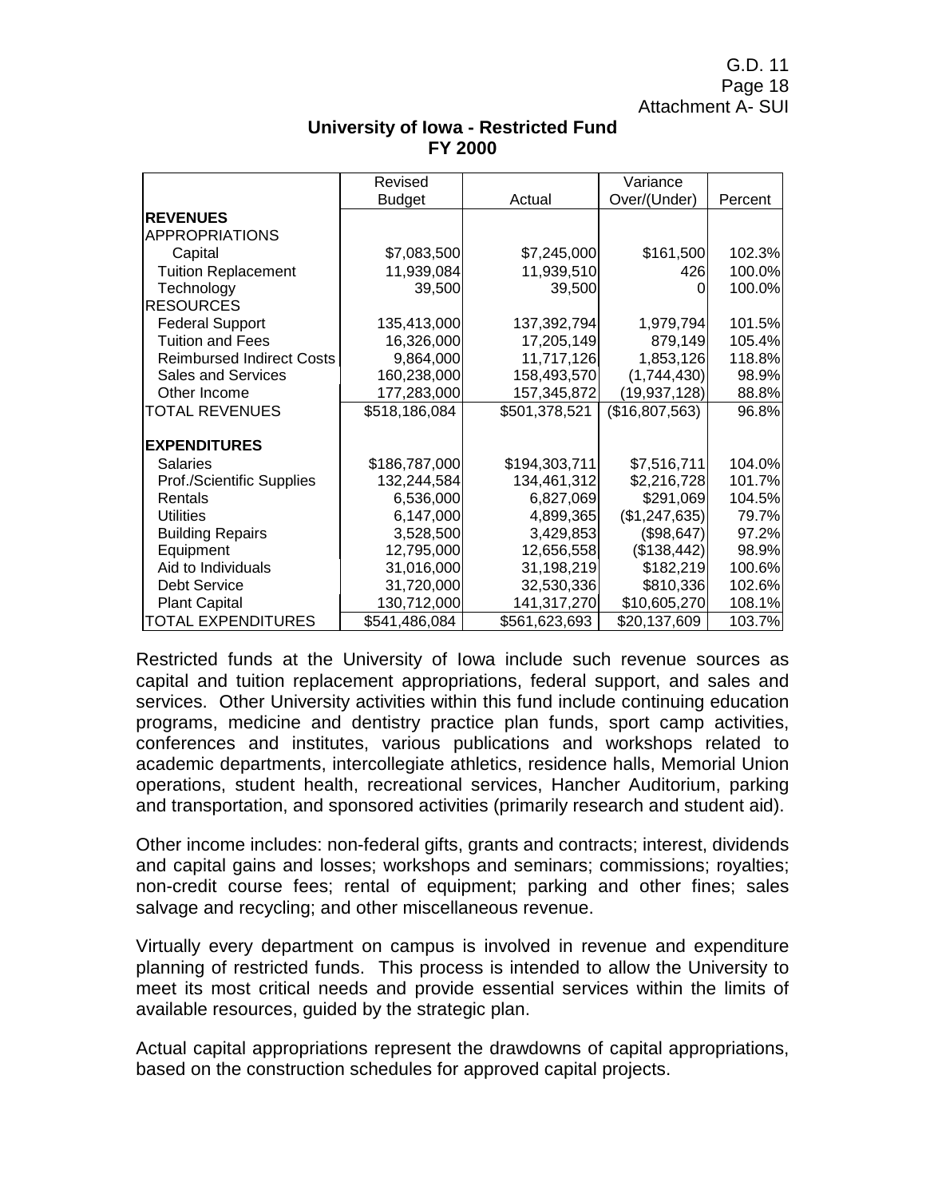## University of Iowa - Restricted Fund
## FY 2000

| | Revised Budget | Actual | Variance Over/(Under) | Percent |
|---|---|---|---|---|
| **REVENUES** | | | | |
| APPROPRIATIONS | | | | |
| Capital | $7,083,500 | $7,245,000 | $161,500 | 102.3% |
| Tuition Replacement | 11,939,084 | 11,939,510 | 426 | 100.0% |
| Technology | 39,500 | 39,500 | 0 | 100.0% |
| RESOURCES | | | | |
| Federal Support | 135,413,000 | 137,392,794 | 1,979,794 | 101.5% |
| Tuition and Fees | 16,326,000 | 17,205,149 | 879,149 | 105.4% |
| Reimbursed Indirect Costs | 9,864,000 | 11,717,126 | 1,853,126 | 118.8% |
| Sales and Services | 160,238,000 | 158,493,570 | (1,744,430) | 98.9% |
| Other Income | 177,283,000 | 157,345,872 | (19,937,128) | 88.8% |
| TOTAL REVENUES | $518,186,084 | $501,378,521 | ($16,807,563) | 96.8% |
| | | | | |
| **EXPENDITURES** | | | | |
| Salaries | $186,787,000 | $194,303,711 | $7,516,711 | 104.0% |
| Prof./Scientific Supplies | 132,244,584 | 134,461,312 | $2,216,728 | 101.7% |
| Rentals | 6,536,000 | 6,827,069 | $291,069 | 104.5% |
| Utilities | 6,147,000 | 4,899,365 | ($1,247,635) | 79.7% |
| Building Repairs | 3,528,500 | 3,429,853 | ($98,647) | 97.2% |
| Equipment | 12,795,000 | 12,656,558 | ($138,442) | 98.9% |
| Aid to Individuals | 31,016,000 | 31,198,219 | $182,219 | 100.6% |
| Debt Service | 31,720,000 | 32,530,336 | $810,336 | 102.6% |
| Plant Capital | 130,712,000 | 141,317,270 | $10,605,270 | 108.1% |
| TOTAL EXPENDITURES | $541,486,084 | $561,623,693 | $20,137,609 | 103.7% |

Restricted funds at the University of Iowa include such revenue sources as capital and tuition replacement appropriations, federal support, and sales and services. Other University activities within this fund include continuing education programs, medicine and dentistry practice plan funds, sport camp activities, conferences and institutes, various publications and workshops related to academic departments, intercollegiate athletics, residence halls, Memorial Union operations, student health, recreational services, Hancher Auditorium, parking and transportation, and sponsored activities (primarily research and student aid).

Other income includes: non-federal gifts, grants and contracts; interest, dividends and capital gains and losses; workshops and seminars; commissions; royalties; non-credit course fees; rental of equipment; parking and other fines; sales salvage and recycling; and other miscellaneous revenue.

Virtually every department on campus is involved in revenue and expenditure planning of restricted funds. This process is intended to allow the University to meet its most critical needs and provide essential services within the limits of available resources, guided by the strategic plan.

Actual capital appropriations represent the drawdowns of capital appropriations, based on the construction schedules for approved capital projects.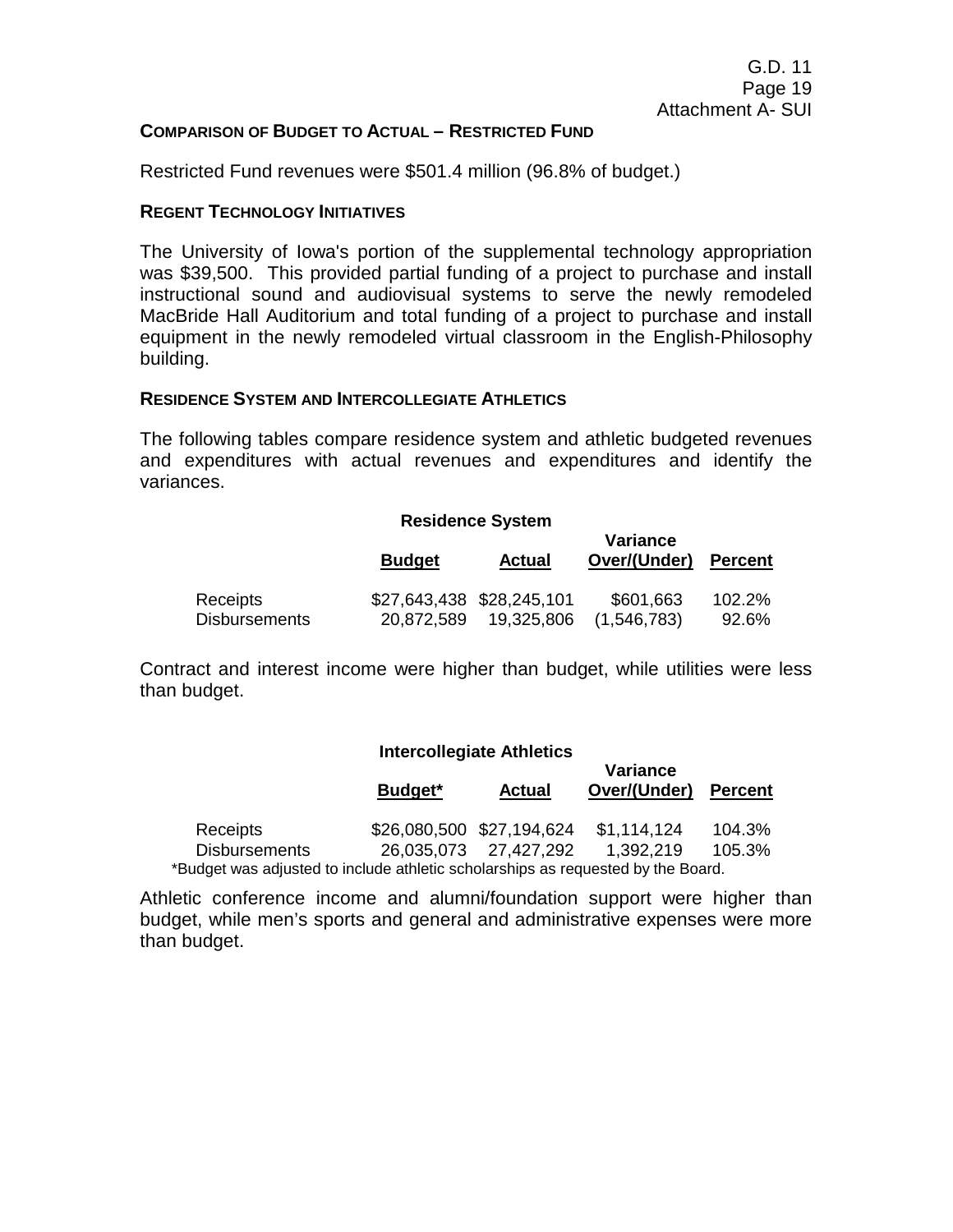## COMPARISON OF BUDGET TO ACTUAL – RESTRICTED FUND

Restricted Fund revenues were $501.4 million (96.8% of budget.)

## REGENT TECHNOLOGY INITIATIVES

The University of Iowa's portion of the supplemental technology appropriation was $39,500. This provided partial funding of a project to purchase and install instructional sound and audiovisual systems to serve the newly remodeled MacBride Hall Auditorium and total funding of a project to purchase and install equipment in the newly remodeled virtual classroom in the English-Philosophy building.

## RESIDENCE SYSTEM AND INTERCOLLEGIATE ATHLETICS

The following tables compare residence system and athletic budgeted revenues and expenditures with actual revenues and expenditures and identify the variances.

**Residence System**

| | Budget | Actual | Variance Over/(Under) | Percent |
|---|---|---|---|---|
| Receipts | $27,643,438 | $28,245,101 | $601,663 | 102.2% |
| Disbursements | 20,872,589 | 19,325,806 | (1,546,783) | 92.6% |

Contract and interest income were higher than budget, while utilities were less than budget.

**Intercollegiate Athletics**

| | Budget* | Actual | Variance Over/(Under) | Percent |
|---|---|---|---|---|
| Receipts | $26,080,500 | $27,194,624 | $1,114,124 | 104.3% |
| Disbursements | 26,035,073 | 27,427,292 | 1,392,219 | 105.3% |

*Budget was adjusted to include athletic scholarships as requested by the Board.

Athletic conference income and alumni/foundation support were higher than budget, while men's sports and general and administrative expenses were more than budget.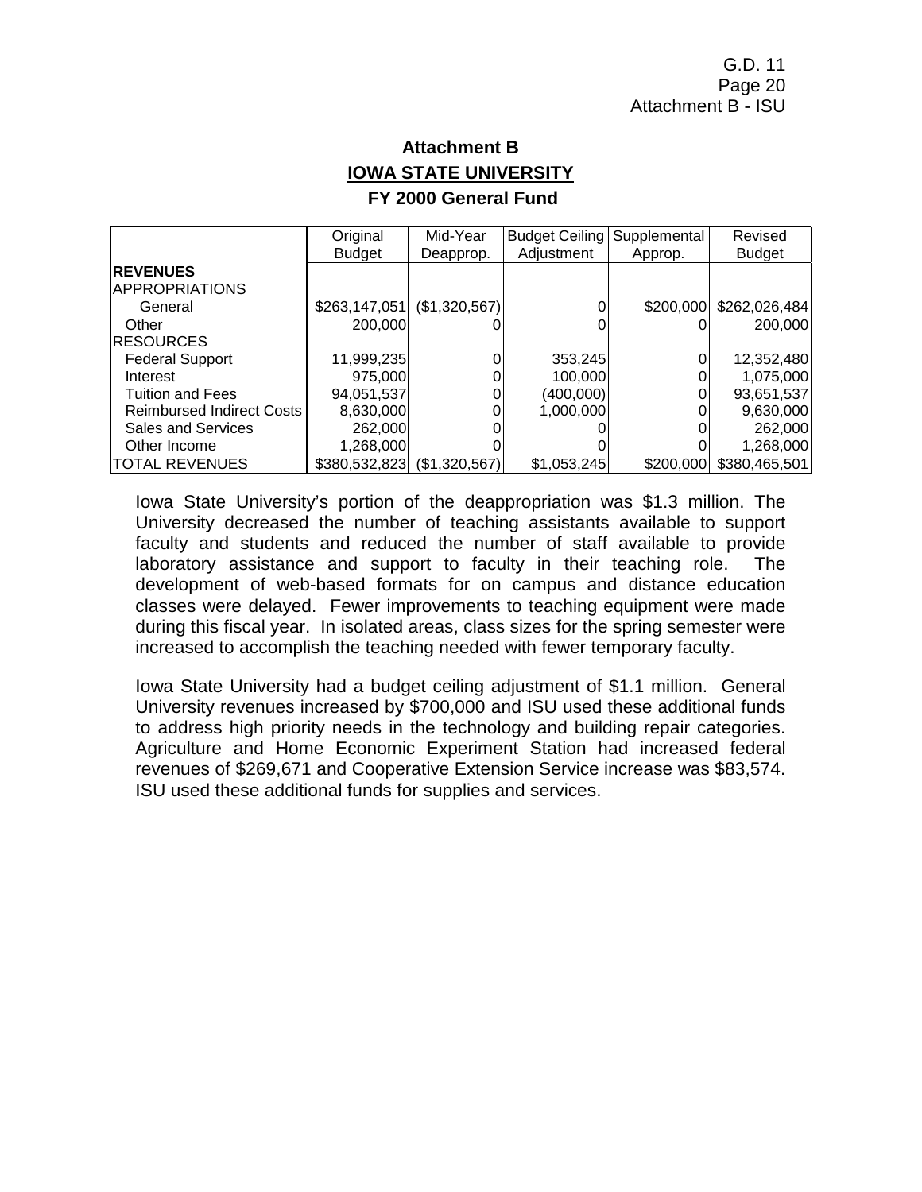## Attachment B

## IOWA STATE UNIVERSITY

### FY 2000 General Fund

| | Original Budget | Mid-Year Deapprop. | Budget Ceiling Adjustment | Supplemental Approp. | Revised Budget |
|---|---|---|---|---|---|
| **REVENUES** | | | | | |
| APPROPRIATIONS | | | | | |
| General | $263,147,051 | ($1,320,567) | 0 | $200,000 | $262,026,484 |
| Other | 200,000 | 0 | 0 | 0 | 200,000 |
| RESOURCES | | | | | |
| Federal Support | 11,999,235 | 0 | 353,245 | 0 | 12,352,480 |
| Interest | 975,000 | 0 | 100,000 | 0 | 1,075,000 |
| Tuition and Fees | 94,051,537 | 0 | (400,000) | 0 | 93,651,537 |
| Reimbursed Indirect Costs | 8,630,000 | 0 | 1,000,000 | 0 | 9,630,000 |
| Sales and Services | 262,000 | 0 | 0 | 0 | 262,000 |
| Other Income | 1,268,000 | 0 | 0 | 0 | 1,268,000 |
| TOTAL REVENUES | $380,532,823 | ($1,320,567) | $1,053,245 | $200,000 | $380,465,501 |

Iowa State University's portion of the deappropriation was $1.3 million. The University decreased the number of teaching assistants available to support faculty and students and reduced the number of staff available to provide laboratory assistance and support to faculty in their teaching role. The development of web-based formats for on campus and distance education classes were delayed. Fewer improvements to teaching equipment were made during this fiscal year. In isolated areas, class sizes for the spring semester were increased to accomplish the teaching needed with fewer temporary faculty.

Iowa State University had a budget ceiling adjustment of $1.1 million. General University revenues increased by $700,000 and ISU used these additional funds to address high priority needs in the technology and building repair categories. Agriculture and Home Economic Experiment Station had increased federal revenues of $269,671 and Cooperative Extension Service increase was $83,574. ISU used these additional funds for supplies and services.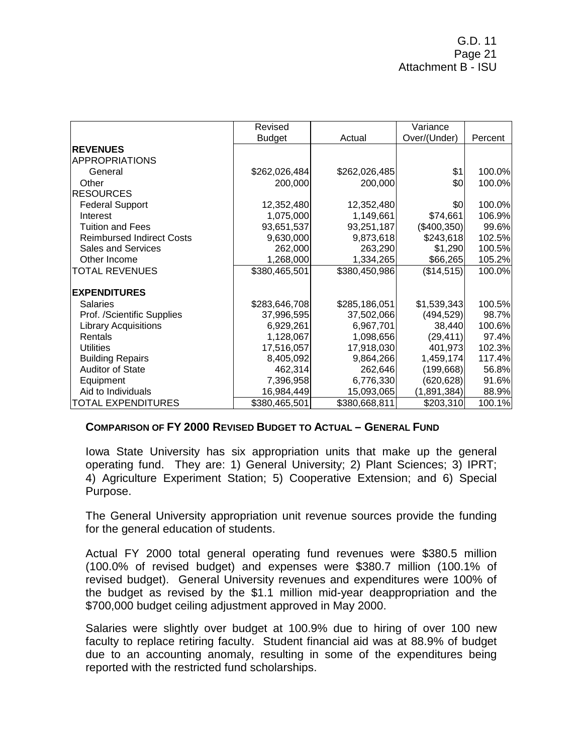G.D. 11
Page 21
Attachment B - ISU

| | Revised Budget | Actual | Variance Over/(Under) | Percent |
|---|---|---|---|---|
| **REVENUES** | | | | |
| APPROPRIATIONS | | | | |
| General | $262,026,484 | $262,026,485 | $1 | 100.0% |
| Other | 200,000 | 200,000 | $0 | 100.0% |
| RESOURCES | | | | |
| Federal Support | 12,352,480 | 12,352,480 | $0 | 100.0% |
| Interest | 1,075,000 | 1,149,661 | $74,661 | 106.9% |
| Tuition and Fees | 93,651,537 | 93,251,187 | ($400,350) | 99.6% |
| Reimbursed Indirect Costs | 9,630,000 | 9,873,618 | $243,618 | 102.5% |
| Sales and Services | 262,000 | 263,290 | $1,290 | 100.5% |
| Other Income | 1,268,000 | 1,334,265 | $66,265 | 105.2% |
| TOTAL REVENUES | $380,465,501 | $380,450,986 | ($14,515) | 100.0% |
| | | | | |
| **EXPENDITURES** | | | | |
| Salaries | $283,646,708 | $285,186,051 | $1,539,343 | 100.5% |
| Prof. /Scientific Supplies | 37,996,595 | 37,502,066 | (494,529) | 98.7% |
| Library Acquisitions | 6,929,261 | 6,967,701 | 38,440 | 100.6% |
| Rentals | 1,128,067 | 1,098,656 | (29,411) | 97.4% |
| Utilities | 17,516,057 | 17,918,030 | 401,973 | 102.3% |
| Building Repairs | 8,405,092 | 9,864,266 | 1,459,174 | 117.4% |
| Auditor of State | 462,314 | 262,646 | (199,668) | 56.8% |
| Equipment | 7,396,958 | 6,776,330 | (620,628) | 91.6% |
| Aid to Individuals | 16,984,449 | 15,093,065 | (1,891,384) | 88.9% |
| TOTAL EXPENDITURES | $380,465,501 | $380,668,811 | $203,310 | 100.1% |

**COMPARISON OF FY 2000 REVISED BUDGET TO ACTUAL – GENERAL FUND**

Iowa State University has six appropriation units that make up the general operating fund. They are: 1) General University; 2) Plant Sciences; 3) IPRT; 4) Agriculture Experiment Station; 5) Cooperative Extension; and 6) Special Purpose.

The General University appropriation unit revenue sources provide the funding for the general education of students.

Actual FY 2000 total general operating fund revenues were $380.5 million (100.0% of revised budget) and expenses were $380.7 million (100.1% of revised budget). General University revenues and expenditures were 100% of the budget as revised by the $1.1 million mid-year deappropriation and the $700,000 budget ceiling adjustment approved in May 2000.

Salaries were slightly over budget at 100.9% due to hiring of over 100 new faculty to replace retiring faculty. Student financial aid was at 88.9% of budget due to an accounting anomaly, resulting in some of the expenditures being reported with the restricted fund scholarships.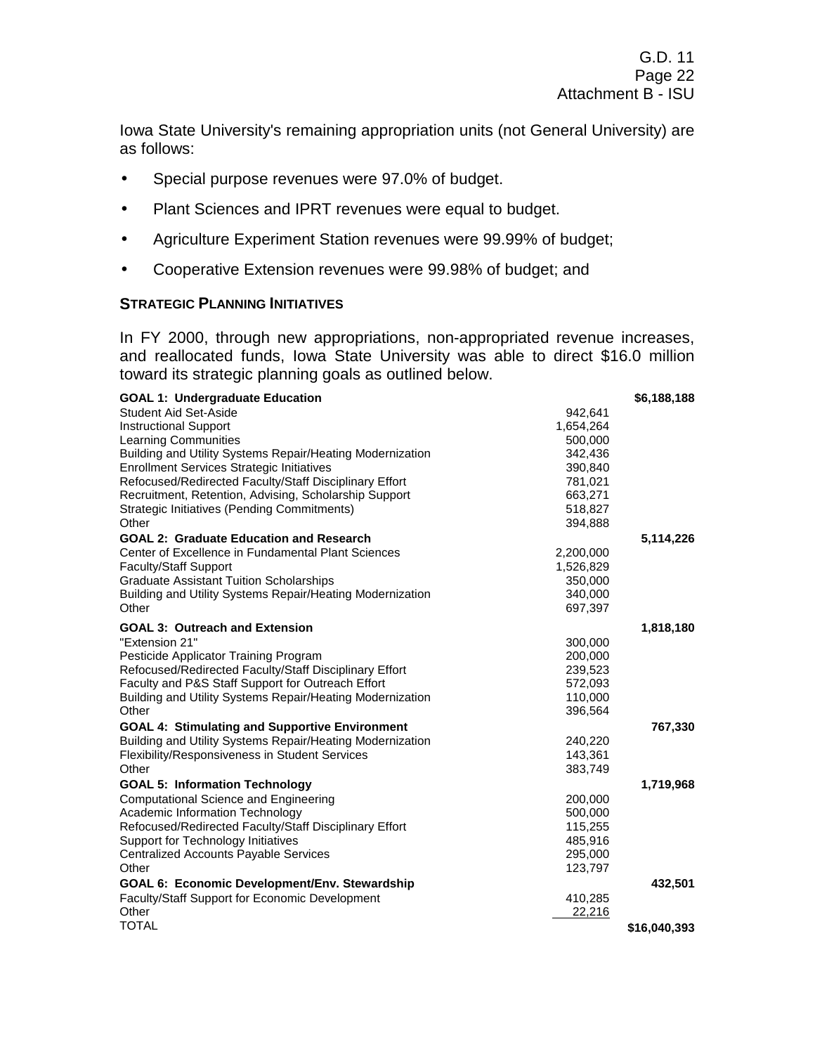Iowa State University's remaining appropriation units (not General University) are as follows:

- Special purpose revenues were 97.0% of budget.
- Plant Sciences and IPRT revenues were equal to budget.
- Agriculture Experiment Station revenues were 99.99% of budget;
- Cooperative Extension revenues were 99.98% of budget; and

**STRATEGIC PLANNING INITIATIVES**

In FY 2000, through new appropriations, non-appropriated revenue increases, and reallocated funds, Iowa State University was able to direct $16.0 million toward its strategic planning goals as outlined below.

| | | |
|---|---|---|
| **GOAL 1: Undergraduate Education** | | **$6,188,188** |
| Student Aid Set-Aside | 942,641 | |
| Instructional Support | 1,654,264 | |
| Learning Communities | 500,000 | |
| Building and Utility Systems Repair/Heating Modernization | 342,436 | |
| Enrollment Services Strategic Initiatives | 390,840 | |
| Refocused/Redirected Faculty/Staff Disciplinary Effort | 781,021 | |
| Recruitment, Retention, Advising, Scholarship Support | 663,271 | |
| Strategic Initiatives (Pending Commitments) | 518,827 | |
| Other | 394,888 | |
| **GOAL 2: Graduate Education and Research** | | **5,114,226** |
| Center of Excellence in Fundamental Plant Sciences | 2,200,000 | |
| Faculty/Staff Support | 1,526,829 | |
| Graduate Assistant Tuition Scholarships | 350,000 | |
| Building and Utility Systems Repair/Heating Modernization | 340,000 | |
| Other | 697,397 | |
| **GOAL 3: Outreach and Extension** | | **1,818,180** |
| "Extension 21" | 300,000 | |
| Pesticide Applicator Training Program | 200,000 | |
| Refocused/Redirected Faculty/Staff Disciplinary Effort | 239,523 | |
| Faculty and P&S Staff Support for Outreach Effort | 572,093 | |
| Building and Utility Systems Repair/Heating Modernization | 110,000 | |
| Other | 396,564 | |
| **GOAL 4: Stimulating and Supportive Environment** | | **767,330** |
| Building and Utility Systems Repair/Heating Modernization | 240,220 | |
| Flexibility/Responsiveness in Student Services | 143,361 | |
| Other | 383,749 | |
| **GOAL 5: Information Technology** | | **1,719,968** |
| Computational Science and Engineering | 200,000 | |
| Academic Information Technology | 500,000 | |
| Refocused/Redirected Faculty/Staff Disciplinary Effort | 115,255 | |
| Support for Technology Initiatives | 485,916 | |
| Centralized Accounts Payable Services | 295,000 | |
| Other | 123,797 | |
| **GOAL 6: Economic Development/Env. Stewardship** | | **432,501** |
| Faculty/Staff Support for Economic Development | 410,285 | |
| Other | 22,216 | |
| TOTAL | | **$16,040,393** |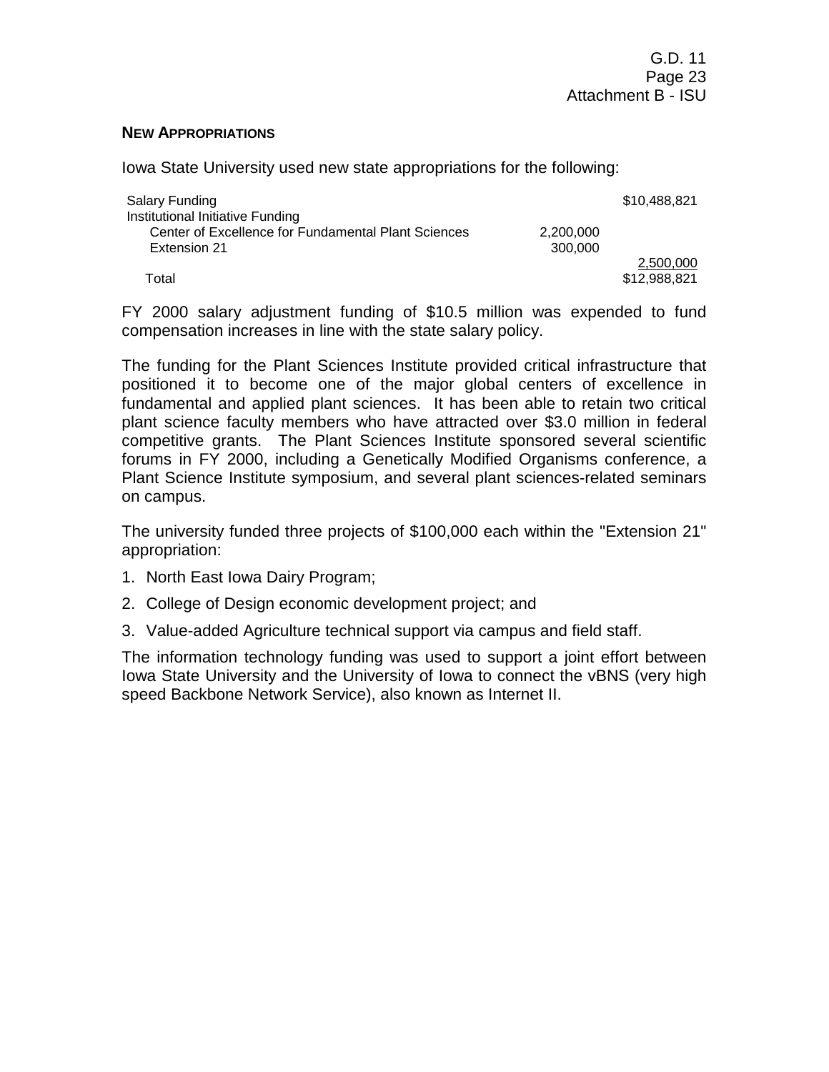**NEW APPROPRIATIONS**

Iowa State University used new state appropriations for the following:

| | | |
|---|---|---|
| Salary Funding | | $10,488,821 |
| Institutional Initiative Funding | | |
| Center of Excellence for Fundamental Plant Sciences | 2,200,000 | |
| Extension 21 | 300,000 | |
| | | 2,500,000 |
| Total | | $12,988,821 |

FY 2000 salary adjustment funding of $10.5 million was expended to fund compensation increases in line with the state salary policy.

The funding for the Plant Sciences Institute provided critical infrastructure that positioned it to become one of the major global centers of excellence in fundamental and applied plant sciences. It has been able to retain two critical plant science faculty members who have attracted over $3.0 million in federal competitive grants. The Plant Sciences Institute sponsored several scientific forums in FY 2000, including a Genetically Modified Organisms conference, a Plant Science Institute symposium, and several plant sciences-related seminars on campus.

The university funded three projects of $100,000 each within the "Extension 21" appropriation:

1. North East Iowa Dairy Program;
2. College of Design economic development project; and
3. Value-added Agriculture technical support via campus and field staff.

The information technology funding was used to support a joint effort between Iowa State University and the University of Iowa to connect the vBNS (very high speed Backbone Network Service), also known as Internet II.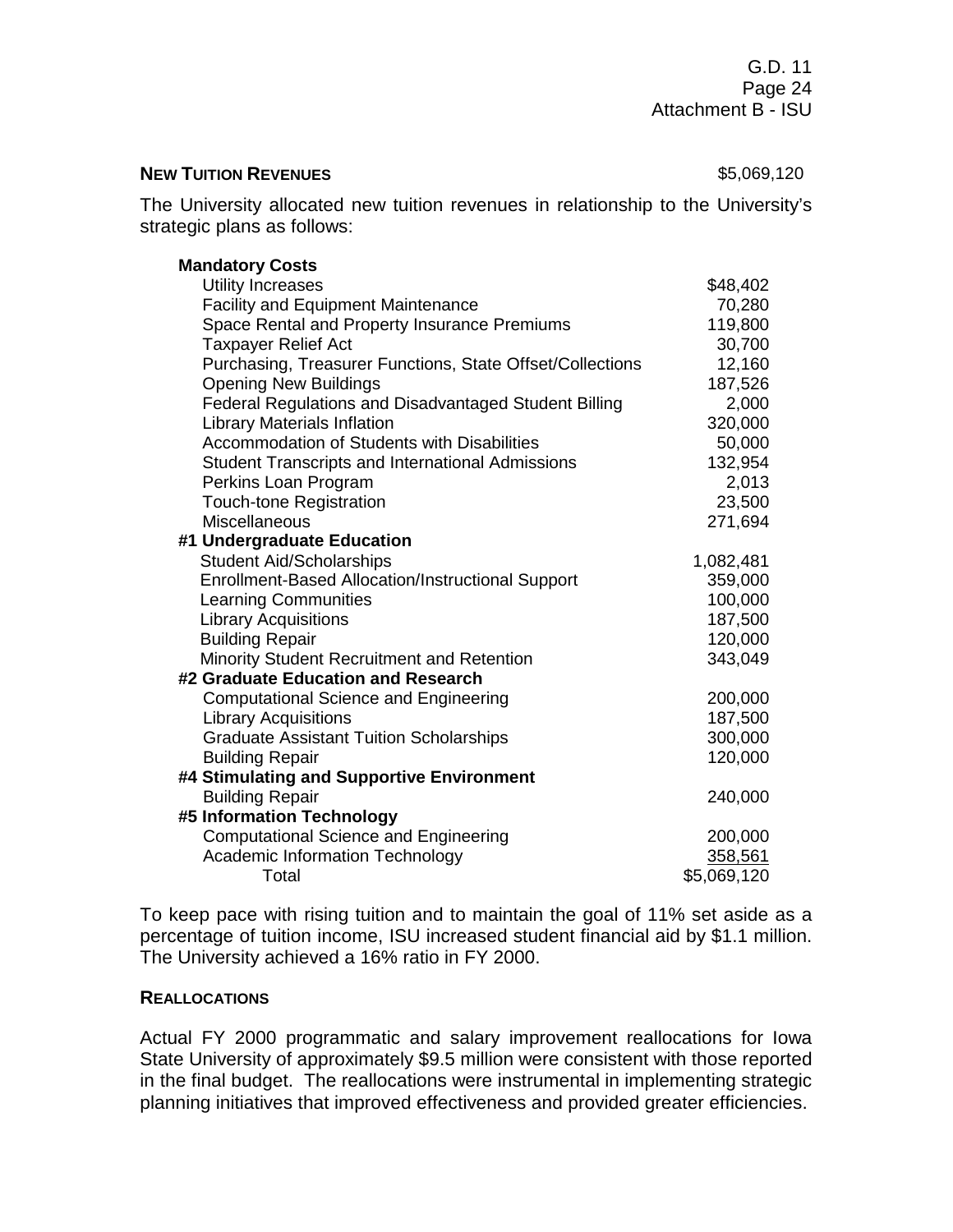## NEW TUITION REVENUES $5,069,120

The University allocated new tuition revenues in relationship to the University's strategic plans as follows:

| | |
|---|---|
| **Mandatory Costs** | |
| Utility Increases | $48,402 |
| Facility and Equipment Maintenance | 70,280 |
| Space Rental and Property Insurance Premiums | 119,800 |
| Taxpayer Relief Act | 30,700 |
| Purchasing, Treasurer Functions, State Offset/Collections | 12,160 |
| Opening New Buildings | 187,526 |
| Federal Regulations and Disadvantaged Student Billing | 2,000 |
| Library Materials Inflation | 320,000 |
| Accommodation of Students with Disabilities | 50,000 |
| Student Transcripts and International Admissions | 132,954 |
| Perkins Loan Program | 2,013 |
| Touch-tone Registration | 23,500 |
| Miscellaneous | 271,694 |
| **#1 Undergraduate Education** | |
| Student Aid/Scholarships | 1,082,481 |
| Enrollment-Based Allocation/Instructional Support | 359,000 |
| Learning Communities | 100,000 |
| Library Acquisitions | 187,500 |
| Building Repair | 120,000 |
| Minority Student Recruitment and Retention | 343,049 |
| **#2 Graduate Education and Research** | |
| Computational Science and Engineering | 200,000 |
| Library Acquisitions | 187,500 |
| Graduate Assistant Tuition Scholarships | 300,000 |
| Building Repair | 120,000 |
| **#4 Stimulating and Supportive Environment** | |
| Building Repair | 240,000 |
| **#5 Information Technology** | |
| Computational Science and Engineering | 200,000 |
| Academic Information Technology | 358,561 |
| Total | $5,069,120 |

To keep pace with rising tuition and to maintain the goal of 11% set aside as a percentage of tuition income, ISU increased student financial aid by $1.1 million. The University achieved a 16% ratio in FY 2000.

## REALLOCATIONS

Actual FY 2000 programmatic and salary improvement reallocations for Iowa State University of approximately $9.5 million were consistent with those reported in the final budget. The reallocations were instrumental in implementing strategic planning initiatives that improved effectiveness and provided greater efficiencies.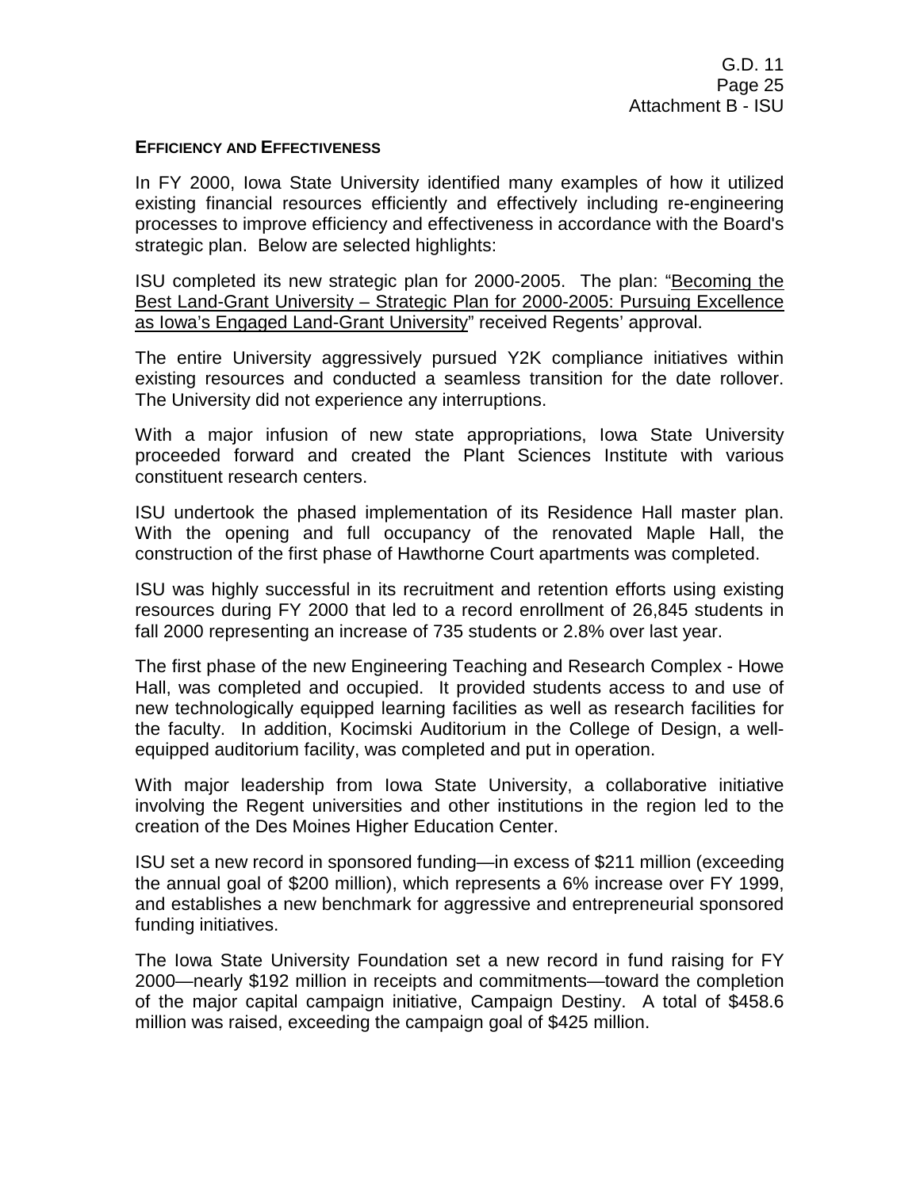## EFFICIENCY AND EFFECTIVENESS

In FY 2000, Iowa State University identified many examples of how it utilized existing financial resources efficiently and effectively including re-engineering processes to improve efficiency and effectiveness in accordance with the Board's strategic plan. Below are selected highlights:

ISU completed its new strategic plan for 2000-2005. The plan: "Becoming the Best Land-Grant University – Strategic Plan for 2000-2005: Pursuing Excellence as Iowa's Engaged Land-Grant University" received Regents' approval.

The entire University aggressively pursued Y2K compliance initiatives within existing resources and conducted a seamless transition for the date rollover. The University did not experience any interruptions.

With a major infusion of new state appropriations, Iowa State University proceeded forward and created the Plant Sciences Institute with various constituent research centers.

ISU undertook the phased implementation of its Residence Hall master plan. With the opening and full occupancy of the renovated Maple Hall, the construction of the first phase of Hawthorne Court apartments was completed.

ISU was highly successful in its recruitment and retention efforts using existing resources during FY 2000 that led to a record enrollment of 26,845 students in fall 2000 representing an increase of 735 students or 2.8% over last year.

The first phase of the new Engineering Teaching and Research Complex - Howe Hall, was completed and occupied. It provided students access to and use of new technologically equipped learning facilities as well as research facilities for the faculty. In addition, Kocimski Auditorium in the College of Design, a well-equipped auditorium facility, was completed and put in operation.

With major leadership from Iowa State University, a collaborative initiative involving the Regent universities and other institutions in the region led to the creation of the Des Moines Higher Education Center.

ISU set a new record in sponsored funding—in excess of $211 million (exceeding the annual goal of $200 million), which represents a 6% increase over FY 1999, and establishes a new benchmark for aggressive and entrepreneurial sponsored funding initiatives.

The Iowa State University Foundation set a new record in fund raising for FY 2000—nearly $192 million in receipts and commitments—toward the completion of the major capital campaign initiative, Campaign Destiny. A total of $458.6 million was raised, exceeding the campaign goal of $425 million.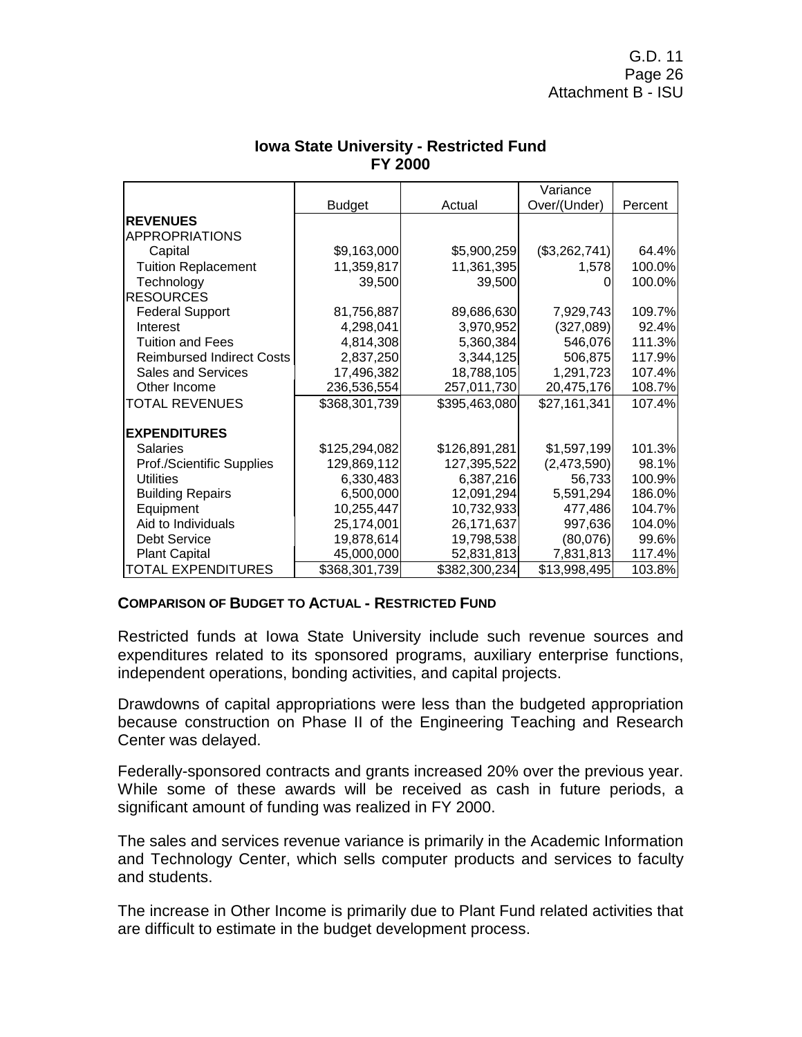## Iowa State University - Restricted Fund
## FY 2000

| | Budget | Actual | Variance Over/(Under) | Percent |
|---|---|---|---|---|
| **REVENUES** | | | | |
| APPROPRIATIONS | | | | |
| Capital | $9,163,000 | $5,900,259 | ($3,262,741) | 64.4% |
| Tuition Replacement | 11,359,817 | 11,361,395 | 1,578 | 100.0% |
| Technology | 39,500 | 39,500 | 0 | 100.0% |
| RESOURCES | | | | |
| Federal Support | 81,756,887 | 89,686,630 | 7,929,743 | 109.7% |
| Interest | 4,298,041 | 3,970,952 | (327,089) | 92.4% |
| Tuition and Fees | 4,814,308 | 5,360,384 | 546,076 | 111.3% |
| Reimbursed Indirect Costs | 2,837,250 | 3,344,125 | 506,875 | 117.9% |
| Sales and Services | 17,496,382 | 18,788,105 | 1,291,723 | 107.4% |
| Other Income | 236,536,554 | 257,011,730 | 20,475,176 | 108.7% |
| TOTAL REVENUES | $368,301,739 | $395,463,080 | $27,161,341 | 107.4% |
| | | | | |
| **EXPENDITURES** | | | | |
| Salaries | $125,294,082 | $126,891,281 | $1,597,199 | 101.3% |
| Prof./Scientific Supplies | 129,869,112 | 127,395,522 | (2,473,590) | 98.1% |
| Utilities | 6,330,483 | 6,387,216 | 56,733 | 100.9% |
| Building Repairs | 6,500,000 | 12,091,294 | 5,591,294 | 186.0% |
| Equipment | 10,255,447 | 10,732,933 | 477,486 | 104.7% |
| Aid to Individuals | 25,174,001 | 26,171,637 | 997,636 | 104.0% |
| Debt Service | 19,878,614 | 19,798,538 | (80,076) | 99.6% |
| Plant Capital | 45,000,000 | 52,831,813 | 7,831,813 | 117.4% |
| TOTAL EXPENDITURES | $368,301,739 | $382,300,234 | $13,998,495 | 103.8% |

**COMPARISON OF BUDGET TO ACTUAL - RESTRICTED FUND**

Restricted funds at Iowa State University include such revenue sources and expenditures related to its sponsored programs, auxiliary enterprise functions, independent operations, bonding activities, and capital projects.

Drawdowns of capital appropriations were less than the budgeted appropriation because construction on Phase II of the Engineering Teaching and Research Center was delayed.

Federally-sponsored contracts and grants increased 20% over the previous year. While some of these awards will be received as cash in future periods, a significant amount of funding was realized in FY 2000.

The sales and services revenue variance is primarily in the Academic Information and Technology Center, which sells computer products and services to faculty and students.

The increase in Other Income is primarily due to Plant Fund related activities that are difficult to estimate in the budget development process.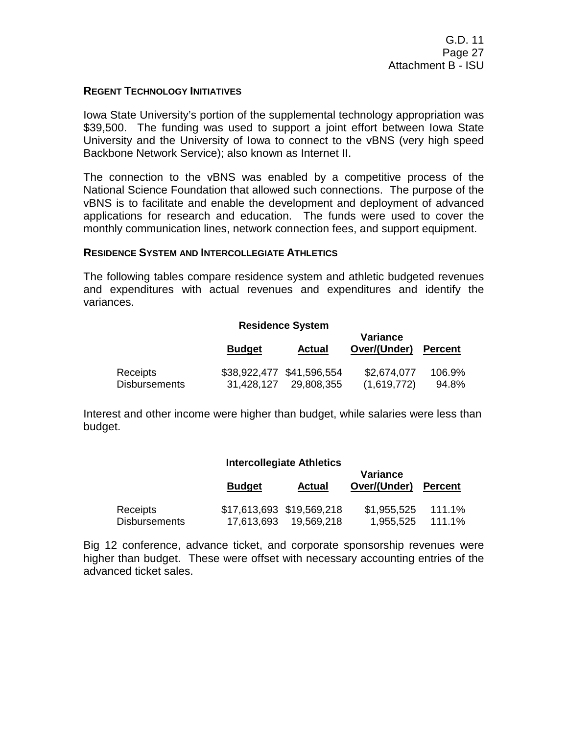## Regent Technology Initiatives

Iowa State University's portion of the supplemental technology appropriation was $39,500. The funding was used to support a joint effort between Iowa State University and the University of Iowa to connect to the vBNS (very high speed Backbone Network Service); also known as Internet II.

The connection to the vBNS was enabled by a competitive process of the National Science Foundation that allowed such connections. The purpose of the vBNS is to facilitate and enable the development and deployment of advanced applications for research and education. The funds were used to cover the monthly communication lines, network connection fees, and support equipment.

## Residence System and Intercollegiate Athletics

The following tables compare residence system and athletic budgeted revenues and expenditures with actual revenues and expenditures and identify the variances.

**Residence System**

| | Budget | Actual | Variance Over/(Under) | Percent |
|---|---|---|---|---|
| Receipts | $38,922,477 | $41,596,554 | $2,674,077 | 106.9% |
| Disbursements | 31,428,127 | 29,808,355 | (1,619,772) | 94.8% |

Interest and other income were higher than budget, while salaries were less than budget.

**Intercollegiate Athletics**

| | Budget | Actual | Variance Over/(Under) | Percent |
|---|---|---|---|---|
| Receipts | $17,613,693 | $19,569,218 | $1,955,525 | 111.1% |
| Disbursements | 17,613,693 | 19,569,218 | 1,955,525 | 111.1% |

Big 12 conference, advance ticket, and corporate sponsorship revenues were higher than budget. These were offset with necessary accounting entries of the advanced ticket sales.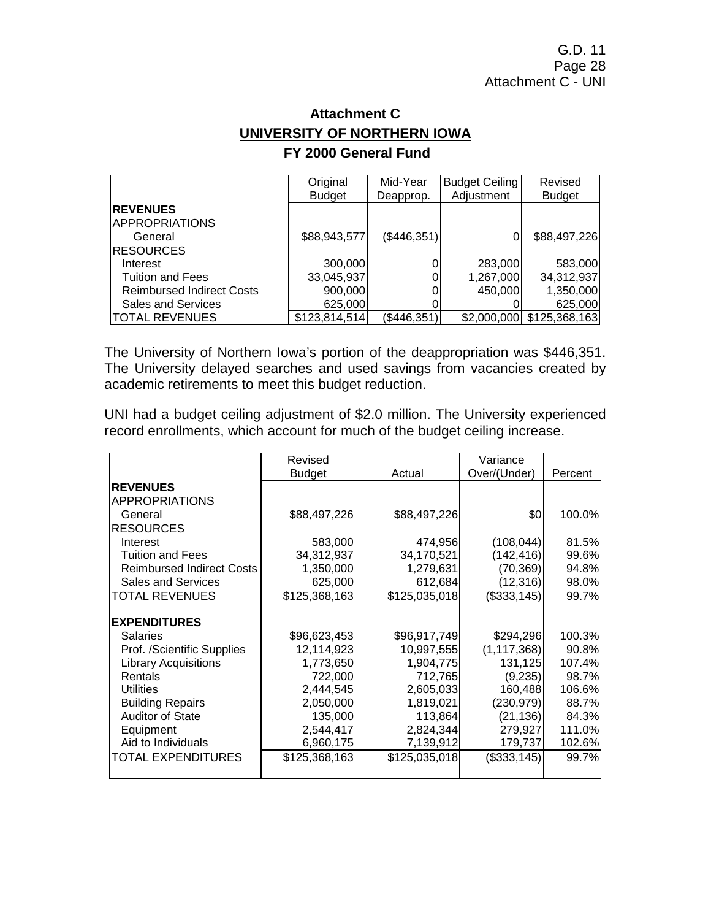# Attachment C

## UNIVERSITY OF NORTHERN IOWA

### FY 2000 General Fund

| | Original Budget | Mid-Year Deapprop. | Budget Ceiling Adjustment | Revised Budget |
|---|---|---|---|---|
| **REVENUES** | | | | |
| APPROPRIATIONS | | | | |
| General | $88,943,577 | ($446,351) | 0 | $88,497,226 |
| RESOURCES | | | | |
| Interest | 300,000 | 0 | 283,000 | 583,000 |
| Tuition and Fees | 33,045,937 | 0 | 1,267,000 | 34,312,937 |
| Reimbursed Indirect Costs | 900,000 | 0 | 450,000 | 1,350,000 |
| Sales and Services | 625,000 | 0 | 0 | 625,000 |
| TOTAL REVENUES | $123,814,514 | ($446,351) | $2,000,000 | $125,368,163 |

The University of Northern Iowa's portion of the deappropriation was $446,351. The University delayed searches and used savings from vacancies created by academic retirements to meet this budget reduction.

UNI had a budget ceiling adjustment of $2.0 million. The University experienced record enrollments, which account for much of the budget ceiling increase.

| | Revised Budget | Actual | Variance Over/(Under) | Percent |
|---|---|---|---|---|
| **REVENUES** | | | | |
| APPROPRIATIONS | | | | |
| General | $88,497,226 | $88,497,226 | $0 | 100.0% |
| RESOURCES | | | | |
| Interest | 583,000 | 474,956 | (108,044) | 81.5% |
| Tuition and Fees | 34,312,937 | 34,170,521 | (142,416) | 99.6% |
| Reimbursed Indirect Costs | 1,350,000 | 1,279,631 | (70,369) | 94.8% |
| Sales and Services | 625,000 | 612,684 | (12,316) | 98.0% |
| TOTAL REVENUES | $125,368,163 | $125,035,018 | ($333,145) | 99.7% |
| | | | | |
| **EXPENDITURES** | | | | |
| Salaries | $96,623,453 | $96,917,749 | $294,296 | 100.3% |
| Prof. /Scientific Supplies | 12,114,923 | 10,997,555 | (1,117,368) | 90.8% |
| Library Acquisitions | 1,773,650 | 1,904,775 | 131,125 | 107.4% |
| Rentals | 722,000 | 712,765 | (9,235) | 98.7% |
| Utilities | 2,444,545 | 2,605,033 | 160,488 | 106.6% |
| Building Repairs | 2,050,000 | 1,819,021 | (230,979) | 88.7% |
| Auditor of State | 135,000 | 113,864 | (21,136) | 84.3% |
| Equipment | 2,544,417 | 2,824,344 | 279,927 | 111.0% |
| Aid to Individuals | 6,960,175 | 7,139,912 | 179,737 | 102.6% |
| TOTAL EXPENDITURES | $125,368,163 | $125,035,018 | ($333,145) | 99.7% |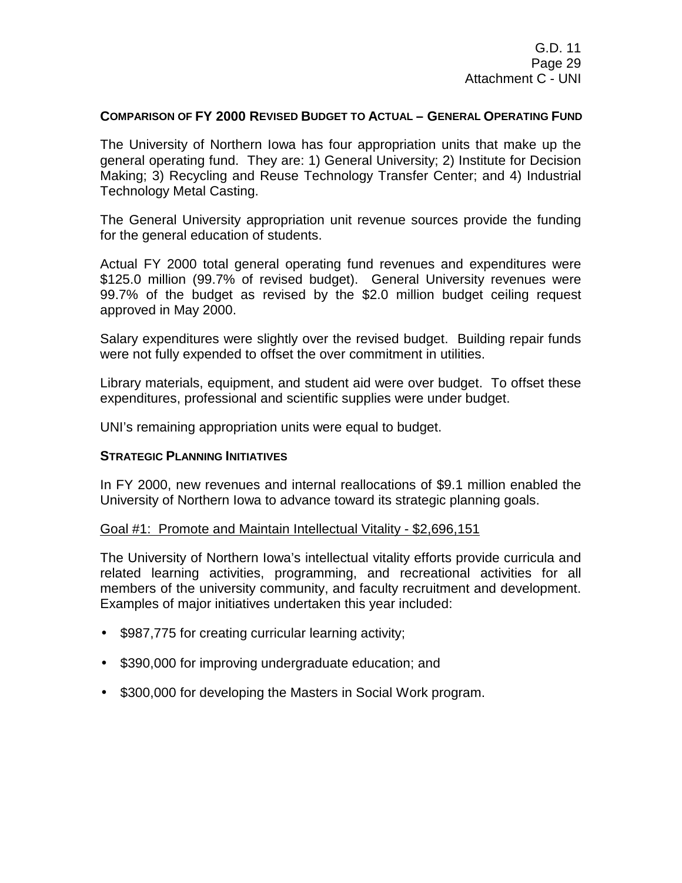## COMPARISON OF FY 2000 REVISED BUDGET TO ACTUAL – GENERAL OPERATING FUND

The University of Northern Iowa has four appropriation units that make up the general operating fund. They are: 1) General University; 2) Institute for Decision Making; 3) Recycling and Reuse Technology Transfer Center; and 4) Industrial Technology Metal Casting.

The General University appropriation unit revenue sources provide the funding for the general education of students.

Actual FY 2000 total general operating fund revenues and expenditures were \$125.0 million (99.7% of revised budget). General University revenues were 99.7% of the budget as revised by the \$2.0 million budget ceiling request approved in May 2000.

Salary expenditures were slightly over the revised budget. Building repair funds were not fully expended to offset the over commitment in utilities.

Library materials, equipment, and student aid were over budget. To offset these expenditures, professional and scientific supplies were under budget.

UNI's remaining appropriation units were equal to budget.

## STRATEGIC PLANNING INITIATIVES

In FY 2000, new revenues and internal reallocations of \$9.1 million enabled the University of Northern Iowa to advance toward its strategic planning goals.

<u>Goal #1: Promote and Maintain Intellectual Vitality - \$2,696,151</u>

The University of Northern Iowa's intellectual vitality efforts provide curricula and related learning activities, programming, and recreational activities for all members of the university community, and faculty recruitment and development. Examples of major initiatives undertaken this year included:

- \$987,775 for creating curricular learning activity;
- \$390,000 for improving undergraduate education; and
- \$300,000 for developing the Masters in Social Work program.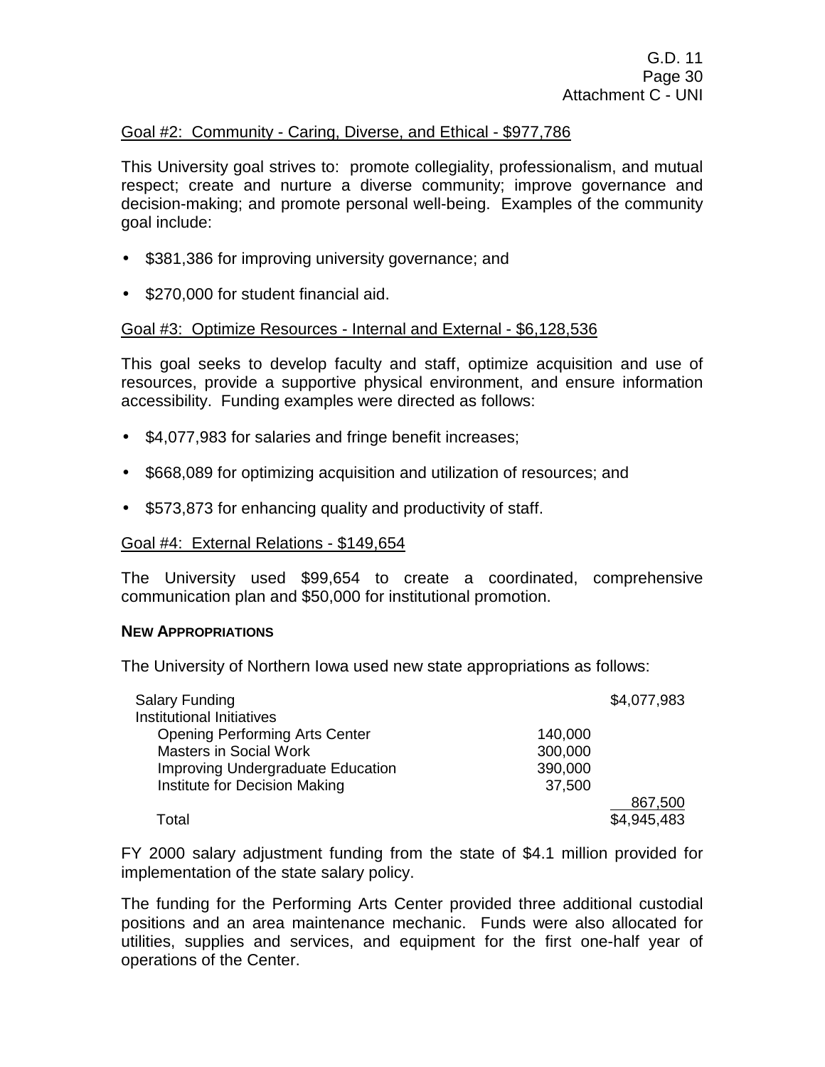Goal #2: Community - Caring, Diverse, and Ethical - $977,786

This University goal strives to: promote collegiality, professionalism, and mutual respect; create and nurture a diverse community; improve governance and decision-making; and promote personal well-being. Examples of the community goal include:

- $381,386 for improving university governance; and
- $270,000 for student financial aid.

Goal #3: Optimize Resources - Internal and External - $6,128,536

This goal seeks to develop faculty and staff, optimize acquisition and use of resources, provide a supportive physical environment, and ensure information accessibility. Funding examples were directed as follows:

- $4,077,983 for salaries and fringe benefit increases;
- $668,089 for optimizing acquisition and utilization of resources; and
- $573,873 for enhancing quality and productivity of staff.

Goal #4: External Relations - $149,654

The University used $99,654 to create a coordinated, comprehensive communication plan and $50,000 for institutional promotion.

**NEW APPROPRIATIONS**

The University of Northern Iowa used new state appropriations as follows:

| | | |
|---|---|---|
| Salary Funding | | $4,077,983 |
| Institutional Initiatives | | |
| Opening Performing Arts Center | 140,000 | |
| Masters in Social Work | 300,000 | |
| Improving Undergraduate Education | 390,000 | |
| Institute for Decision Making | 37,500 | |
| | | 867,500 |
| Total | | $4,945,483 |

FY 2000 salary adjustment funding from the state of $4.1 million provided for implementation of the state salary policy.

The funding for the Performing Arts Center provided three additional custodial positions and an area maintenance mechanic. Funds were also allocated for utilities, supplies and services, and equipment for the first one-half year of operations of the Center.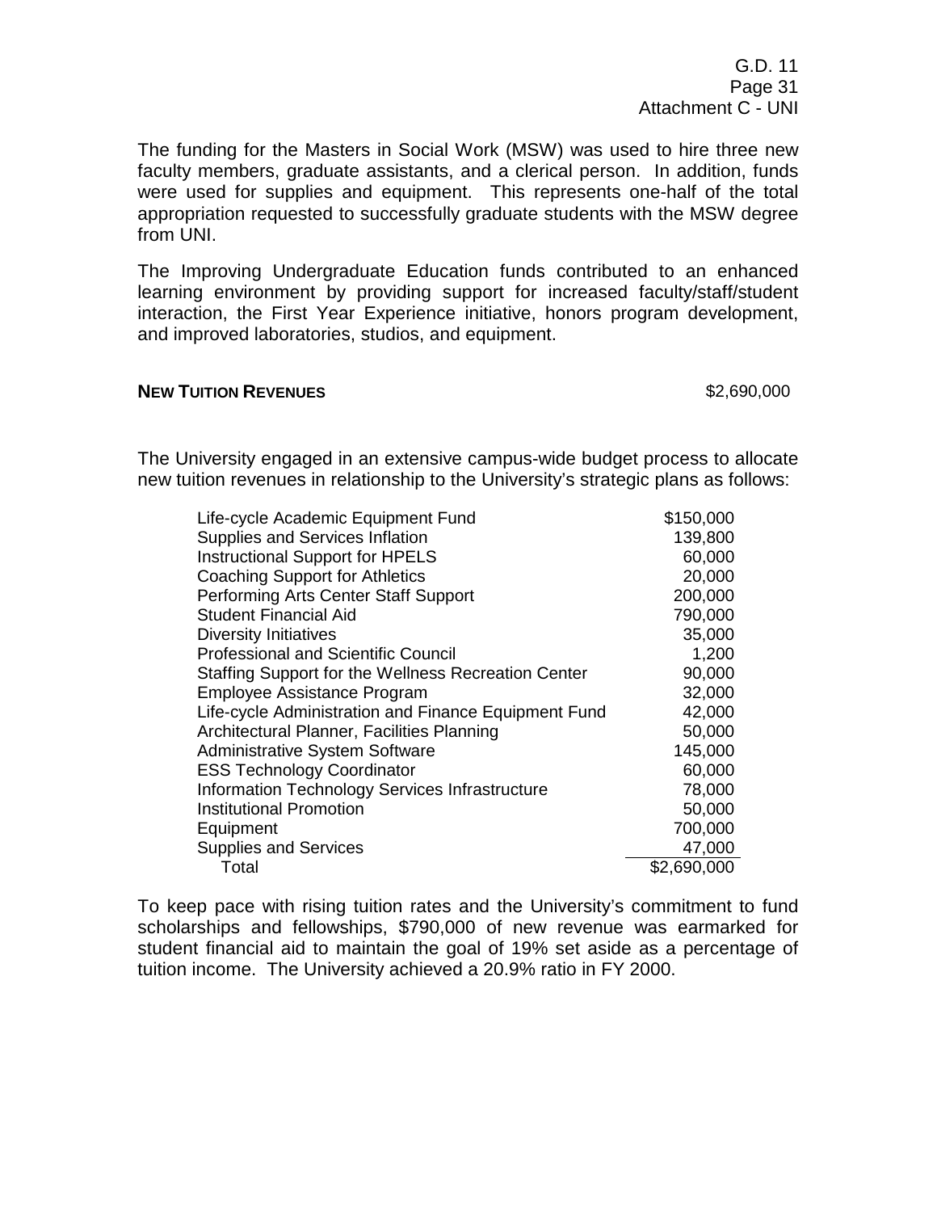The funding for the Masters in Social Work (MSW) was used to hire three new faculty members, graduate assistants, and a clerical person. In addition, funds were used for supplies and equipment. This represents one-half of the total appropriation requested to successfully graduate students with the MSW degree from UNI.

The Improving Undergraduate Education funds contributed to an enhanced learning environment by providing support for increased faculty/staff/student interaction, the First Year Experience initiative, honors program development, and improved laboratories, studios, and equipment.

**NEW TUITION REVENUES** $2,690,000

The University engaged in an extensive campus-wide budget process to allocate new tuition revenues in relationship to the University's strategic plans as follows:

| | |
|---|---|
| Life-cycle Academic Equipment Fund | $150,000 |
| Supplies and Services Inflation | 139,800 |
| Instructional Support for HPELS | 60,000 |
| Coaching Support for Athletics | 20,000 |
| Performing Arts Center Staff Support | 200,000 |
| Student Financial Aid | 790,000 |
| Diversity Initiatives | 35,000 |
| Professional and Scientific Council | 1,200 |
| Staffing Support for the Wellness Recreation Center | 90,000 |
| Employee Assistance Program | 32,000 |
| Life-cycle Administration and Finance Equipment Fund | 42,000 |
| Architectural Planner, Facilities Planning | 50,000 |
| Administrative System Software | 145,000 |
| ESS Technology Coordinator | 60,000 |
| Information Technology Services Infrastructure | 78,000 |
| Institutional Promotion | 50,000 |
| Equipment | 700,000 |
| Supplies and Services | 47,000 |
| Total | $2,690,000 |

To keep pace with rising tuition rates and the University's commitment to fund scholarships and fellowships, $790,000 of new revenue was earmarked for student financial aid to maintain the goal of 19% set aside as a percentage of tuition income. The University achieved a 20.9% ratio in FY 2000.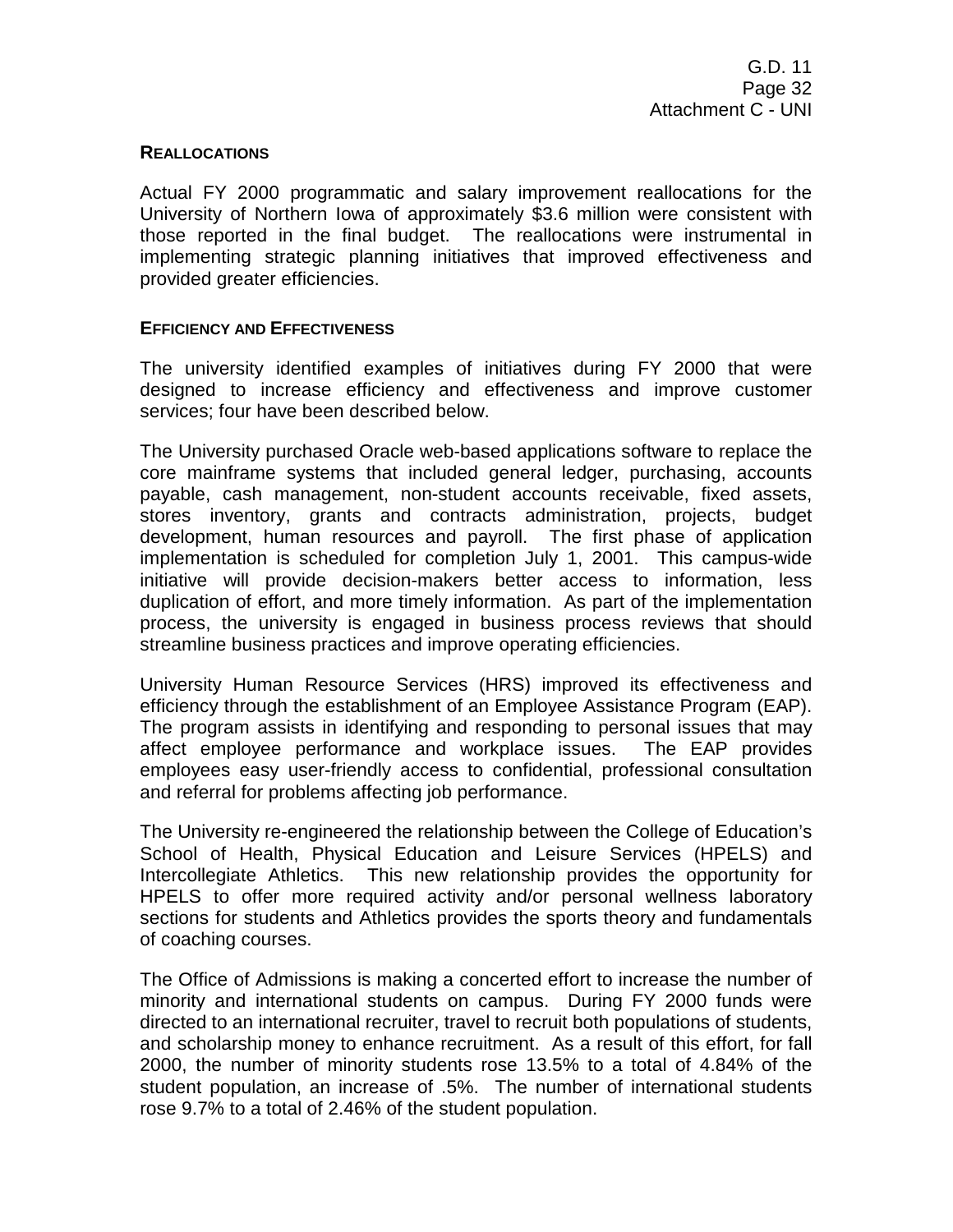## REALLOCATIONS

Actual FY 2000 programmatic and salary improvement reallocations for the University of Northern Iowa of approximately $3.6 million were consistent with those reported in the final budget. The reallocations were instrumental in implementing strategic planning initiatives that improved effectiveness and provided greater efficiencies.

## EFFICIENCY AND EFFECTIVENESS

The university identified examples of initiatives during FY 2000 that were designed to increase efficiency and effectiveness and improve customer services; four have been described below.

The University purchased Oracle web-based applications software to replace the core mainframe systems that included general ledger, purchasing, accounts payable, cash management, non-student accounts receivable, fixed assets, stores inventory, grants and contracts administration, projects, budget development, human resources and payroll. The first phase of application implementation is scheduled for completion July 1, 2001. This campus-wide initiative will provide decision-makers better access to information, less duplication of effort, and more timely information. As part of the implementation process, the university is engaged in business process reviews that should streamline business practices and improve operating efficiencies.

University Human Resource Services (HRS) improved its effectiveness and efficiency through the establishment of an Employee Assistance Program (EAP). The program assists in identifying and responding to personal issues that may affect employee performance and workplace issues. The EAP provides employees easy user-friendly access to confidential, professional consultation and referral for problems affecting job performance.

The University re-engineered the relationship between the College of Education's School of Health, Physical Education and Leisure Services (HPELS) and Intercollegiate Athletics. This new relationship provides the opportunity for HPELS to offer more required activity and/or personal wellness laboratory sections for students and Athletics provides the sports theory and fundamentals of coaching courses.

The Office of Admissions is making a concerted effort to increase the number of minority and international students on campus. During FY 2000 funds were directed to an international recruiter, travel to recruit both populations of students, and scholarship money to enhance recruitment. As a result of this effort, for fall 2000, the number of minority students rose 13.5% to a total of 4.84% of the student population, an increase of .5%. The number of international students rose 9.7% to a total of 2.46% of the student population.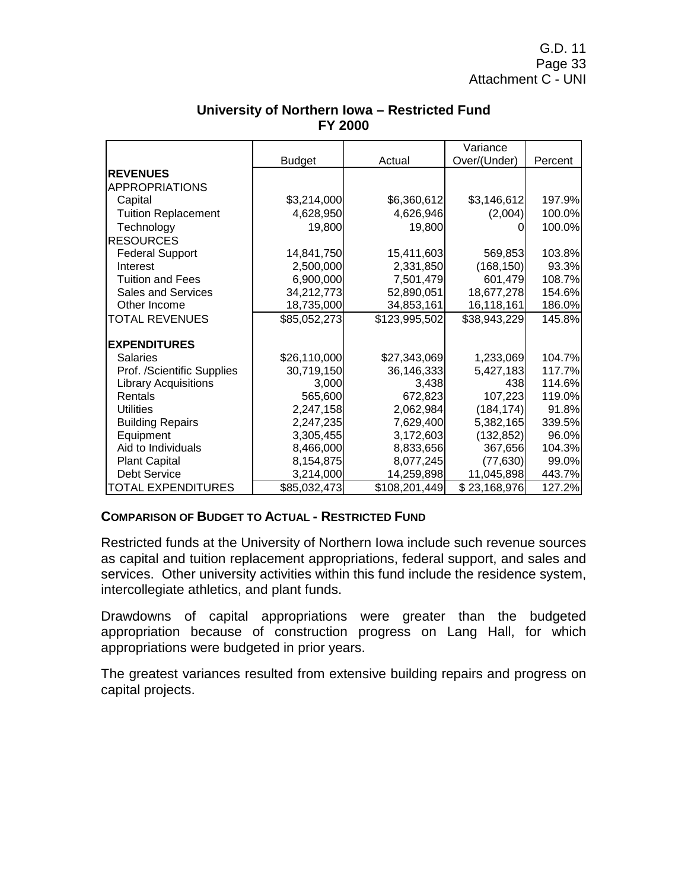## University of Northern Iowa – Restricted Fund
## FY 2000

| | Budget | Actual | Variance Over/(Under) | Percent |
|---|---|---|---|---|
| **REVENUES** | | | | |
| APPROPRIATIONS | | | | |
| Capital | $3,214,000 | $6,360,612 | $3,146,612 | 197.9% |
| Tuition Replacement | 4,628,950 | 4,626,946 | (2,004) | 100.0% |
| Technology | 19,800 | 19,800 | 0 | 100.0% |
| RESOURCES | | | | |
| Federal Support | 14,841,750 | 15,411,603 | 569,853 | 103.8% |
| Interest | 2,500,000 | 2,331,850 | (168,150) | 93.3% |
| Tuition and Fees | 6,900,000 | 7,501,479 | 601,479 | 108.7% |
| Sales and Services | 34,212,773 | 52,890,051 | 18,677,278 | 154.6% |
| Other Income | 18,735,000 | 34,853,161 | 16,118,161 | 186.0% |
| TOTAL REVENUES | $85,052,273 | $123,995,502 | $38,943,229 | 145.8% |
| **EXPENDITURES** | | | | |
| Salaries | $26,110,000 | $27,343,069 | 1,233,069 | 104.7% |
| Prof. /Scientific Supplies | 30,719,150 | 36,146,333 | 5,427,183 | 117.7% |
| Library Acquisitions | 3,000 | 3,438 | 438 | 114.6% |
| Rentals | 565,600 | 672,823 | 107,223 | 119.0% |
| Utilities | 2,247,158 | 2,062,984 | (184,174) | 91.8% |
| Building Repairs | 2,247,235 | 7,629,400 | 5,382,165 | 339.5% |
| Equipment | 3,305,455 | 3,172,603 | (132,852) | 96.0% |
| Aid to Individuals | 8,466,000 | 8,833,656 | 367,656 | 104.3% |
| Plant Capital | 8,154,875 | 8,077,245 | (77,630) | 99.0% |
| Debt Service | 3,214,000 | 14,259,898 | 11,045,898 | 443.7% |
| TOTAL EXPENDITURES | $85,032,473 | $108,201,449 | $ 23,168,976 | 127.2% |

**COMPARISON OF BUDGET TO ACTUAL - RESTRICTED FUND**

Restricted funds at the University of Northern Iowa include such revenue sources as capital and tuition replacement appropriations, federal support, and sales and services. Other university activities within this fund include the residence system, intercollegiate athletics, and plant funds.

Drawdowns of capital appropriations were greater than the budgeted appropriation because of construction progress on Lang Hall, for which appropriations were budgeted in prior years.

The greatest variances resulted from extensive building repairs and progress on capital projects.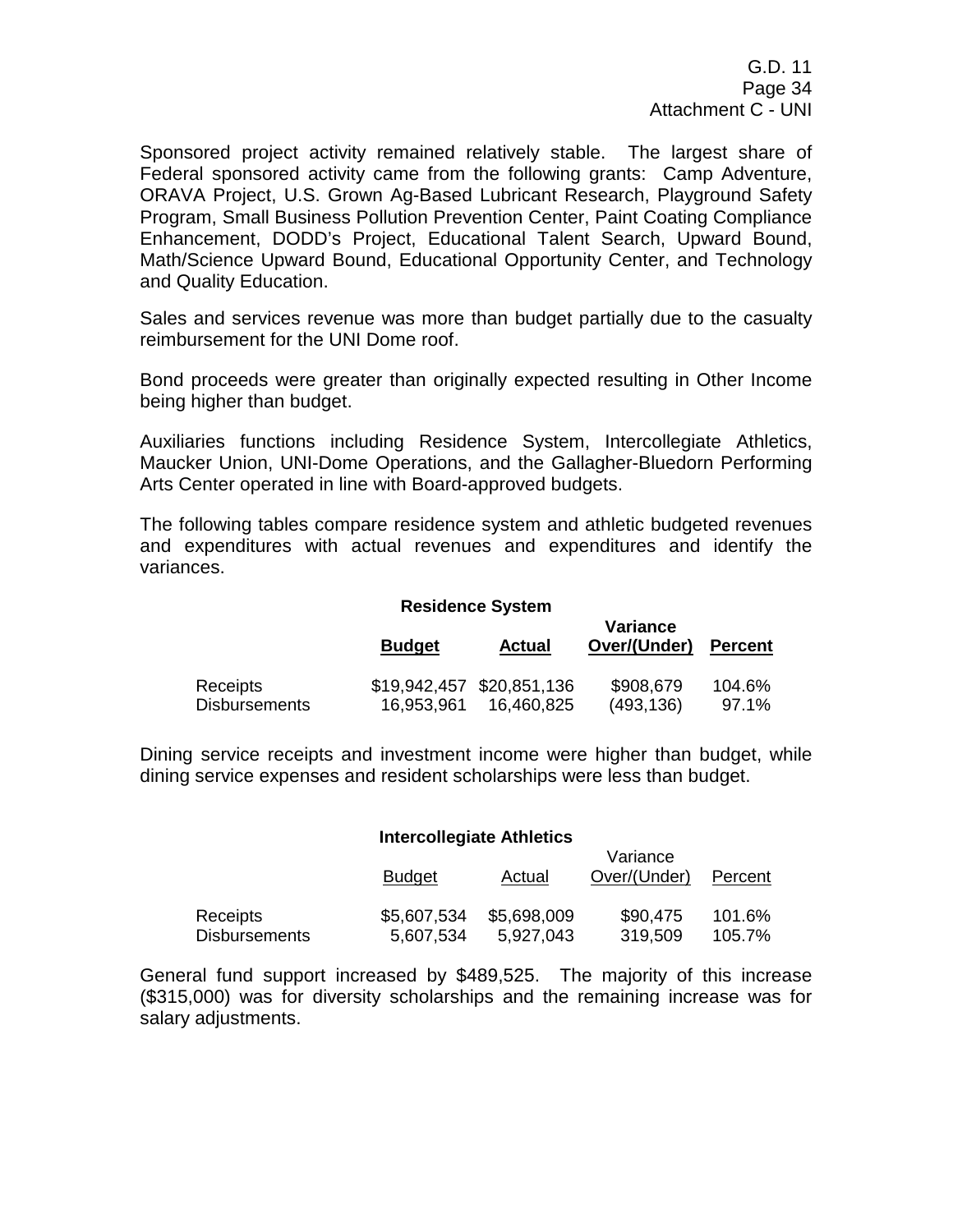Sponsored project activity remained relatively stable. The largest share of Federal sponsored activity came from the following grants: Camp Adventure, ORAVA Project, U.S. Grown Ag-Based Lubricant Research, Playground Safety Program, Small Business Pollution Prevention Center, Paint Coating Compliance Enhancement, DODD's Project, Educational Talent Search, Upward Bound, Math/Science Upward Bound, Educational Opportunity Center, and Technology and Quality Education.

Sales and services revenue was more than budget partially due to the casualty reimbursement for the UNI Dome roof.

Bond proceeds were greater than originally expected resulting in Other Income being higher than budget.

Auxiliaries functions including Residence System, Intercollegiate Athletics, Maucker Union, UNI-Dome Operations, and the Gallagher-Bluedorn Performing Arts Center operated in line with Board-approved budgets.

The following tables compare residence system and athletic budgeted revenues and expenditures with actual revenues and expenditures and identify the variances.

**Residence System**

| | **Budget** | **Actual** | **Variance Over/(Under)** | **Percent** |
|---|---|---|---|---|
| Receipts | $19,942,457 | $20,851,136 | $908,679 | 104.6% |
| Disbursements | 16,953,961 | 16,460,825 | (493,136) | 97.1% |

Dining service receipts and investment income were higher than budget, while dining service expenses and resident scholarships were less than budget.

**Intercollegiate Athletics**

| | Budget | Actual | Variance Over/(Under) | Percent |
|---|---|---|---|---|
| Receipts | $5,607,534 | $5,698,009 | $90,475 | 101.6% |
| Disbursements | 5,607,534 | 5,927,043 | 319,509 | 105.7% |

General fund support increased by $489,525. The majority of this increase ($315,000) was for diversity scholarships and the remaining increase was for salary adjustments.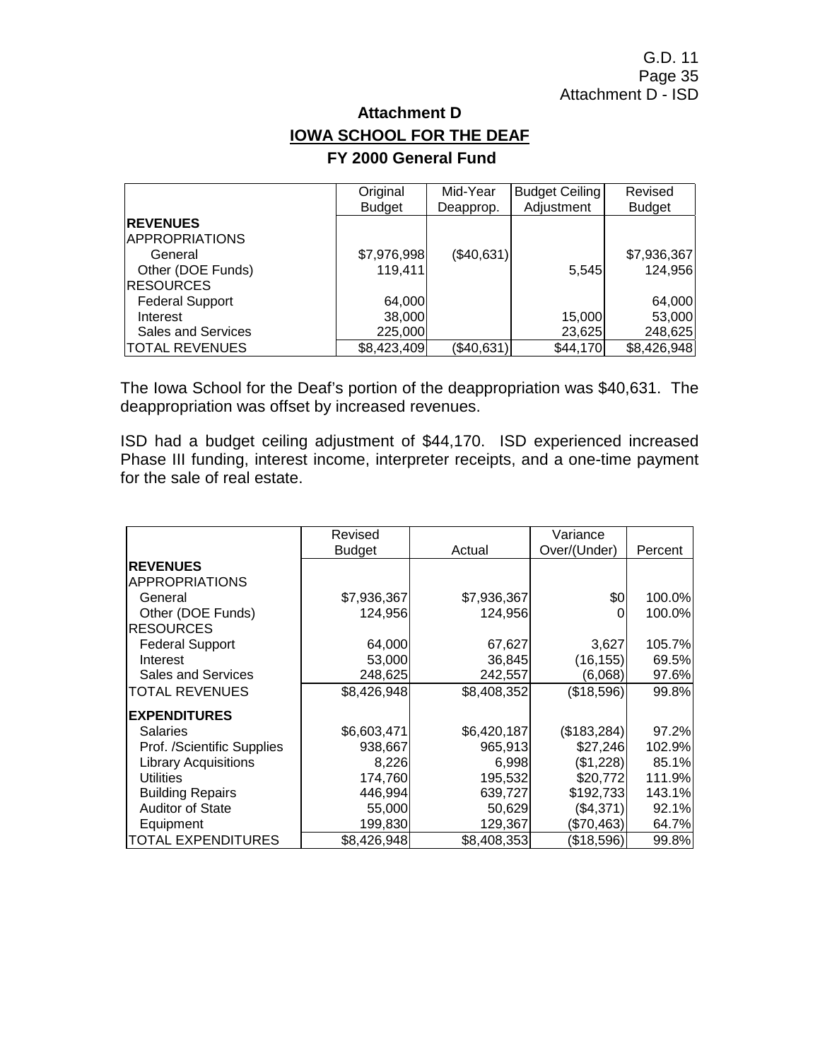# Attachment D

## IOWA SCHOOL FOR THE DEAF

### FY 2000 General Fund

| | Original Budget | Mid-Year Deapprop. | Budget Ceiling Adjustment | Revised Budget |
|---|---|---|---|---|
| **REVENUES** | | | | |
| APPROPRIATIONS | | | | |
| General | $7,976,998 | ($40,631) | | $7,936,367 |
| Other (DOE Funds) | 119,411 | | 5,545 | 124,956 |
| RESOURCES | | | | |
| Federal Support | 64,000 | | | 64,000 |
| Interest | 38,000 | | 15,000 | 53,000 |
| Sales and Services | 225,000 | | 23,625 | 248,625 |
| TOTAL REVENUES | $8,423,409 | ($40,631) | $44,170 | $8,426,948 |

The Iowa School for the Deaf's portion of the deappropriation was $40,631. The deappropriation was offset by increased revenues.

ISD had a budget ceiling adjustment of $44,170. ISD experienced increased Phase III funding, interest income, interpreter receipts, and a one-time payment for the sale of real estate.

| | Revised Budget | Actual | Variance Over/(Under) | Percent |
|---|---|---|---|---|
| **REVENUES** | | | | |
| APPROPRIATIONS | | | | |
| General | $7,936,367 | $7,936,367 | $0 | 100.0% |
| Other (DOE Funds) | 124,956 | 124,956 | 0 | 100.0% |
| RESOURCES | | | | |
| Federal Support | 64,000 | 67,627 | 3,627 | 105.7% |
| Interest | 53,000 | 36,845 | (16,155) | 69.5% |
| Sales and Services | 248,625 | 242,557 | (6,068) | 97.6% |
| TOTAL REVENUES | $8,426,948 | $8,408,352 | ($18,596) | 99.8% |
| **EXPENDITURES** | | | | |
| Salaries | $6,603,471 | $6,420,187 | ($183,284) | 97.2% |
| Prof. /Scientific Supplies | 938,667 | 965,913 | $27,246 | 102.9% |
| Library Acquisitions | 8,226 | 6,998 | ($1,228) | 85.1% |
| Utilities | 174,760 | 195,532 | $20,772 | 111.9% |
| Building Repairs | 446,994 | 639,727 | $192,733 | 143.1% |
| Auditor of State | 55,000 | 50,629 | ($4,371) | 92.1% |
| Equipment | 199,830 | 129,367 | ($70,463) | 64.7% |
| TOTAL EXPENDITURES | $8,426,948 | $8,408,353 | ($18,596) | 99.8% |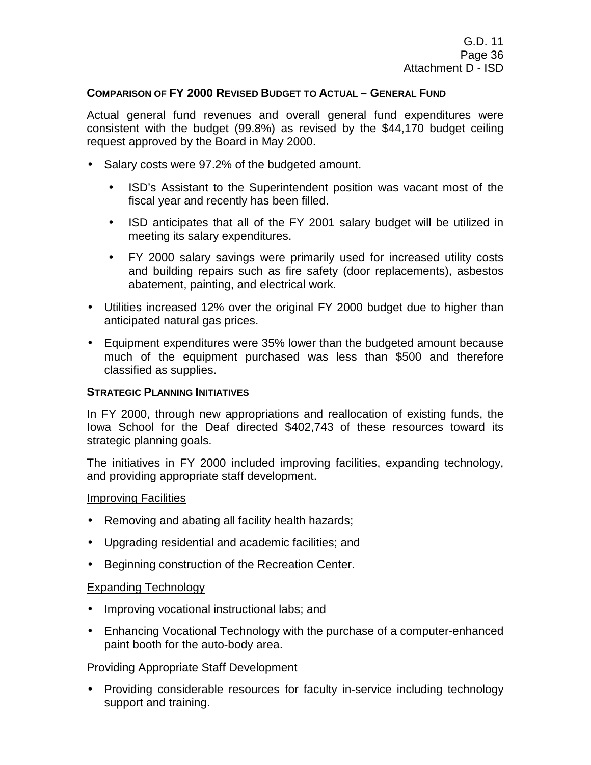## COMPARISON OF FY 2000 REVISED BUDGET TO ACTUAL – GENERAL FUND

Actual general fund revenues and overall general fund expenditures were consistent with the budget (99.8%) as revised by the $44,170 budget ceiling request approved by the Board in May 2000.

- Salary costs were 97.2% of the budgeted amount.
  - ISD's Assistant to the Superintendent position was vacant most of the fiscal year and recently has been filled.
  - ISD anticipates that all of the FY 2001 salary budget will be utilized in meeting its salary expenditures.
  - FY 2000 salary savings were primarily used for increased utility costs and building repairs such as fire safety (door replacements), asbestos abatement, painting, and electrical work.
- Utilities increased 12% over the original FY 2000 budget due to higher than anticipated natural gas prices.
- Equipment expenditures were 35% lower than the budgeted amount because much of the equipment purchased was less than $500 and therefore classified as supplies.

## STRATEGIC PLANNING INITIATIVES

In FY 2000, through new appropriations and reallocation of existing funds, the Iowa School for the Deaf directed $402,743 of these resources toward its strategic planning goals.

The initiatives in FY 2000 included improving facilities, expanding technology, and providing appropriate staff development.

### Improving Facilities

- Removing and abating all facility health hazards;
- Upgrading residential and academic facilities; and
- Beginning construction of the Recreation Center.

### Expanding Technology

- Improving vocational instructional labs; and
- Enhancing Vocational Technology with the purchase of a computer-enhanced paint booth for the auto-body area.

### Providing Appropriate Staff Development

- Providing considerable resources for faculty in-service including technology support and training.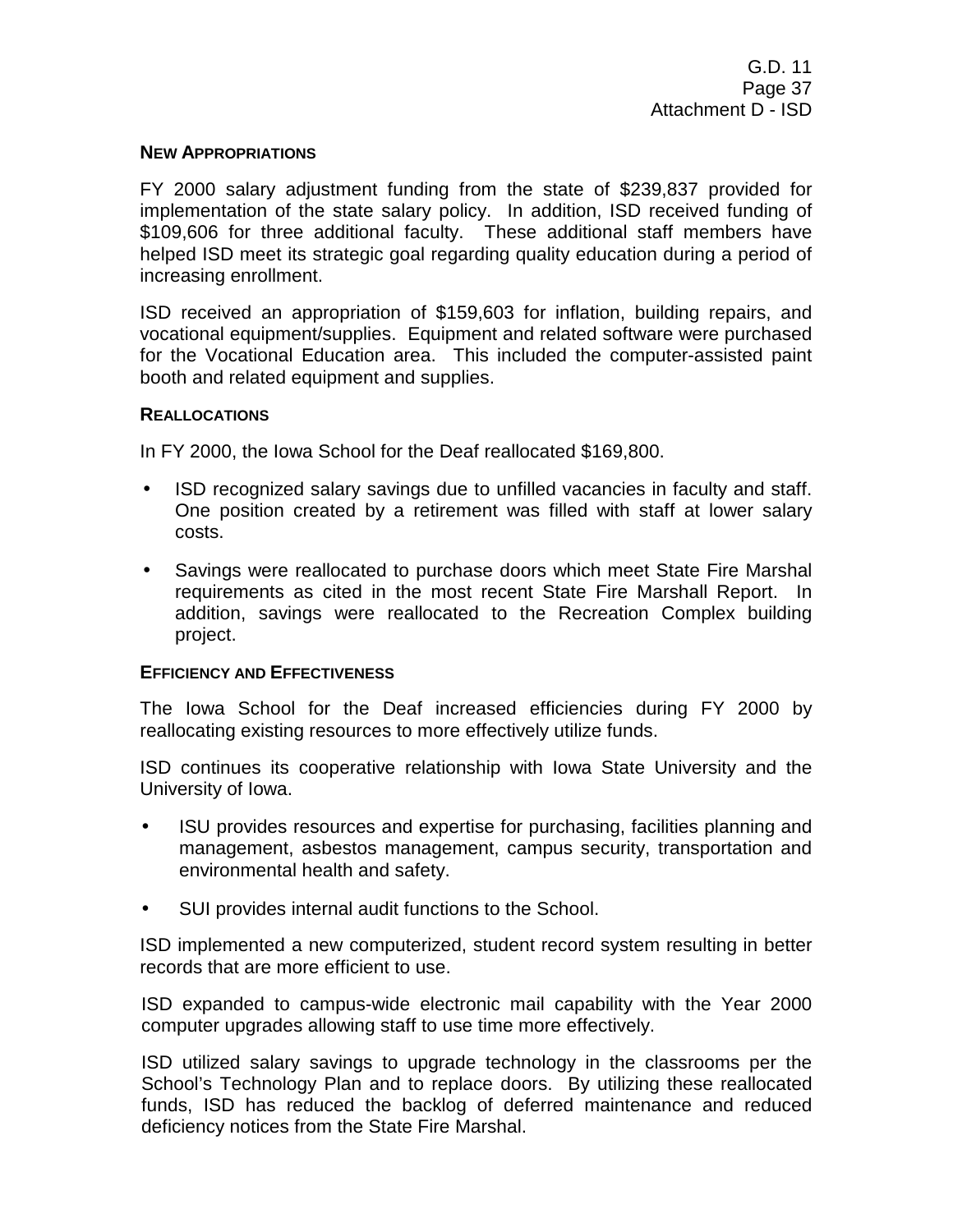### NEW APPROPRIATIONS

FY 2000 salary adjustment funding from the state of $239,837 provided for implementation of the state salary policy. In addition, ISD received funding of $109,606 for three additional faculty. These additional staff members have helped ISD meet its strategic goal regarding quality education during a period of increasing enrollment.

ISD received an appropriation of $159,603 for inflation, building repairs, and vocational equipment/supplies. Equipment and related software were purchased for the Vocational Education area. This included the computer-assisted paint booth and related equipment and supplies.

### REALLOCATIONS

In FY 2000, the Iowa School for the Deaf reallocated $169,800.

- ISD recognized salary savings due to unfilled vacancies in faculty and staff. One position created by a retirement was filled with staff at lower salary costs.
- Savings were reallocated to purchase doors which meet State Fire Marshal requirements as cited in the most recent State Fire Marshall Report. In addition, savings were reallocated to the Recreation Complex building project.

### EFFICIENCY AND EFFECTIVENESS

The Iowa School for the Deaf increased efficiencies during FY 2000 by reallocating existing resources to more effectively utilize funds.

ISD continues its cooperative relationship with Iowa State University and the University of Iowa.

- ISU provides resources and expertise for purchasing, facilities planning and management, asbestos management, campus security, transportation and environmental health and safety.
- SUI provides internal audit functions to the School.

ISD implemented a new computerized, student record system resulting in better records that are more efficient to use.

ISD expanded to campus-wide electronic mail capability with the Year 2000 computer upgrades allowing staff to use time more effectively.

ISD utilized salary savings to upgrade technology in the classrooms per the School's Technology Plan and to replace doors. By utilizing these reallocated funds, ISD has reduced the backlog of deferred maintenance and reduced deficiency notices from the State Fire Marshal.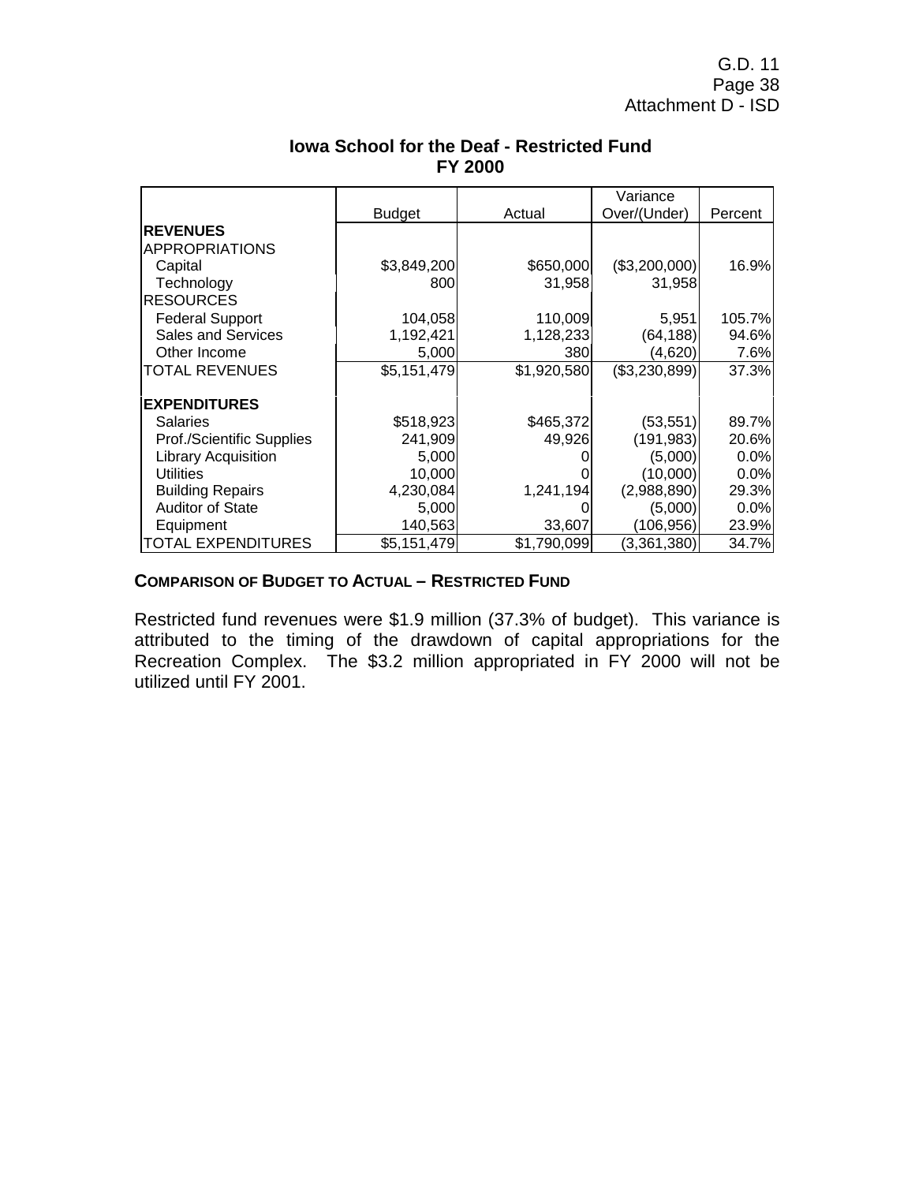G.D. 11
Page 38
Attachment D - ISD

## Iowa School for the Deaf - Restricted Fund
## FY 2000

| | Budget | Actual | Variance Over/(Under) | Percent |
|---|---|---|---|---|
| **REVENUES** | | | | |
| APPROPRIATIONS | | | | |
| Capital | $3,849,200 | $650,000 | ($3,200,000) | 16.9% |
| Technology | 800 | 31,958 | 31,958 | |
| RESOURCES | | | | |
| Federal Support | 104,058 | 110,009 | 5,951 | 105.7% |
| Sales and Services | 1,192,421 | 1,128,233 | (64,188) | 94.6% |
| Other Income | 5,000 | 380 | (4,620) | 7.6% |
| TOTAL REVENUES | $5,151,479 | $1,920,580 | ($3,230,899) | 37.3% |
| **EXPENDITURES** | | | | |
| Salaries | $518,923 | $465,372 | (53,551) | 89.7% |
| Prof./Scientific Supplies | 241,909 | 49,926 | (191,983) | 20.6% |
| Library Acquisition | 5,000 | 0 | (5,000) | 0.0% |
| Utilities | 10,000 | 0 | (10,000) | 0.0% |
| Building Repairs | 4,230,084 | 1,241,194 | (2,988,890) | 29.3% |
| Auditor of State | 5,000 | 0 | (5,000) | 0.0% |
| Equipment | 140,563 | 33,607 | (106,956) | 23.9% |
| TOTAL EXPENDITURES | $5,151,479 | $1,790,099 | (3,361,380) | 34.7% |

**COMPARISON OF BUDGET TO ACTUAL – RESTRICTED FUND**

Restricted fund revenues were $1.9 million (37.3% of budget). This variance is attributed to the timing of the drawdown of capital appropriations for the Recreation Complex. The $3.2 million appropriated in FY 2000 will not be utilized until FY 2001.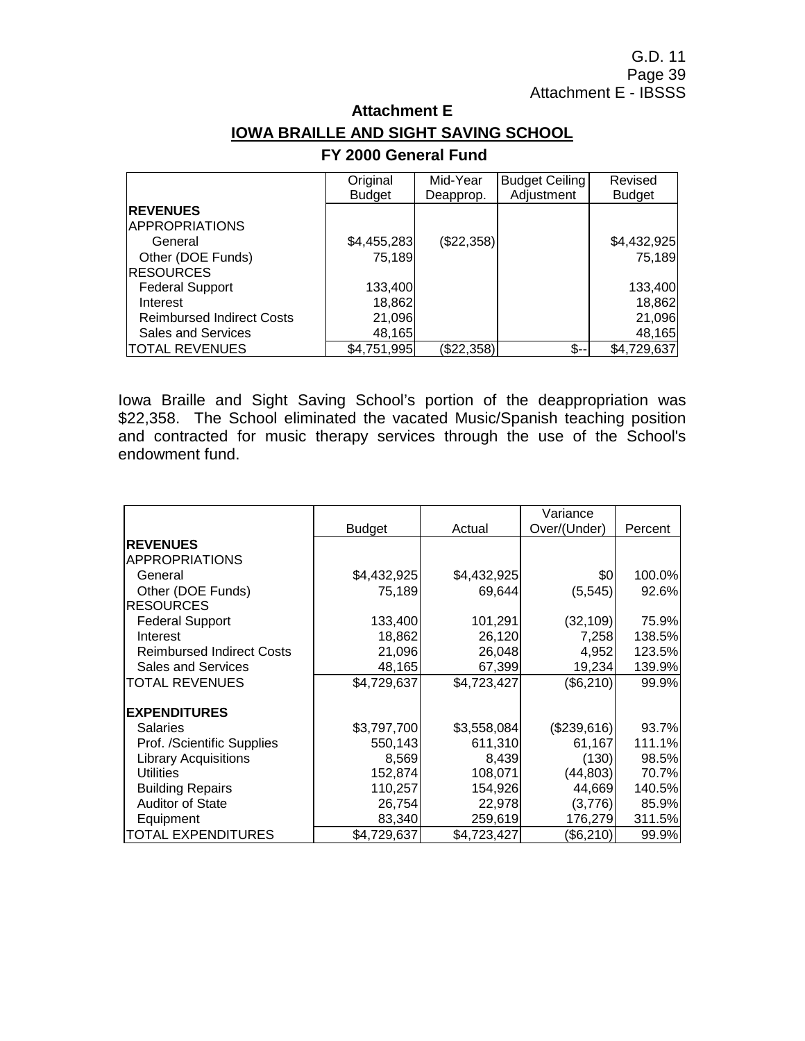G.D. 11
Attachment E - IBSSS

## Attachment E

## IOWA BRAILLE AND SIGHT SAVING SCHOOL

### FY 2000 General Fund

| | Original Budget | Mid-Year Deapprop. | Budget Ceiling Adjustment | Revised Budget |
|---|---|---|---|---|
| **REVENUES** | | | | |
| APPROPRIATIONS | | | | |
| General | $4,455,283 | ($22,358) | | $4,432,925 |
| Other (DOE Funds) | 75,189 | | | 75,189 |
| RESOURCES | | | | |
| Federal Support | 133,400 | | | 133,400 |
| Interest | 18,862 | | | 18,862 |
| Reimbursed Indirect Costs | 21,096 | | | 21,096 |
| Sales and Services | 48,165 | | | 48,165 |
| TOTAL REVENUES | $4,751,995 | ($22,358) | $-- | $4,729,637 |

Iowa Braille and Sight Saving School's portion of the deappropriation was $22,358. The School eliminated the vacated Music/Spanish teaching position and contracted for music therapy services through the use of the School's endowment fund.

| | Budget | Actual | Variance Over/(Under) | Percent |
|---|---|---|---|---|
| **REVENUES** | | | | |
| APPROPRIATIONS | | | | |
| General | $4,432,925 | $4,432,925 | $0 | 100.0% |
| Other (DOE Funds) | 75,189 | 69,644 | (5,545) | 92.6% |
| RESOURCES | | | | |
| Federal Support | 133,400 | 101,291 | (32,109) | 75.9% |
| Interest | 18,862 | 26,120 | 7,258 | 138.5% |
| Reimbursed Indirect Costs | 21,096 | 26,048 | 4,952 | 123.5% |
| Sales and Services | 48,165 | 67,399 | 19,234 | 139.9% |
| TOTAL REVENUES | $4,729,637 | $4,723,427 | ($6,210) | 99.9% |
| | | | | |
| **EXPENDITURES** | | | | |
| Salaries | $3,797,700 | $3,558,084 | ($239,616) | 93.7% |
| Prof. /Scientific Supplies | 550,143 | 611,310 | 61,167 | 111.1% |
| Library Acquisitions | 8,569 | 8,439 | (130) | 98.5% |
| Utilities | 152,874 | 108,071 | (44,803) | 70.7% |
| Building Repairs | 110,257 | 154,926 | 44,669 | 140.5% |
| Auditor of State | 26,754 | 22,978 | (3,776) | 85.9% |
| Equipment | 83,340 | 259,619 | 176,279 | 311.5% |
| TOTAL EXPENDITURES | $4,729,637 | $4,723,427 | ($6,210) | 99.9% |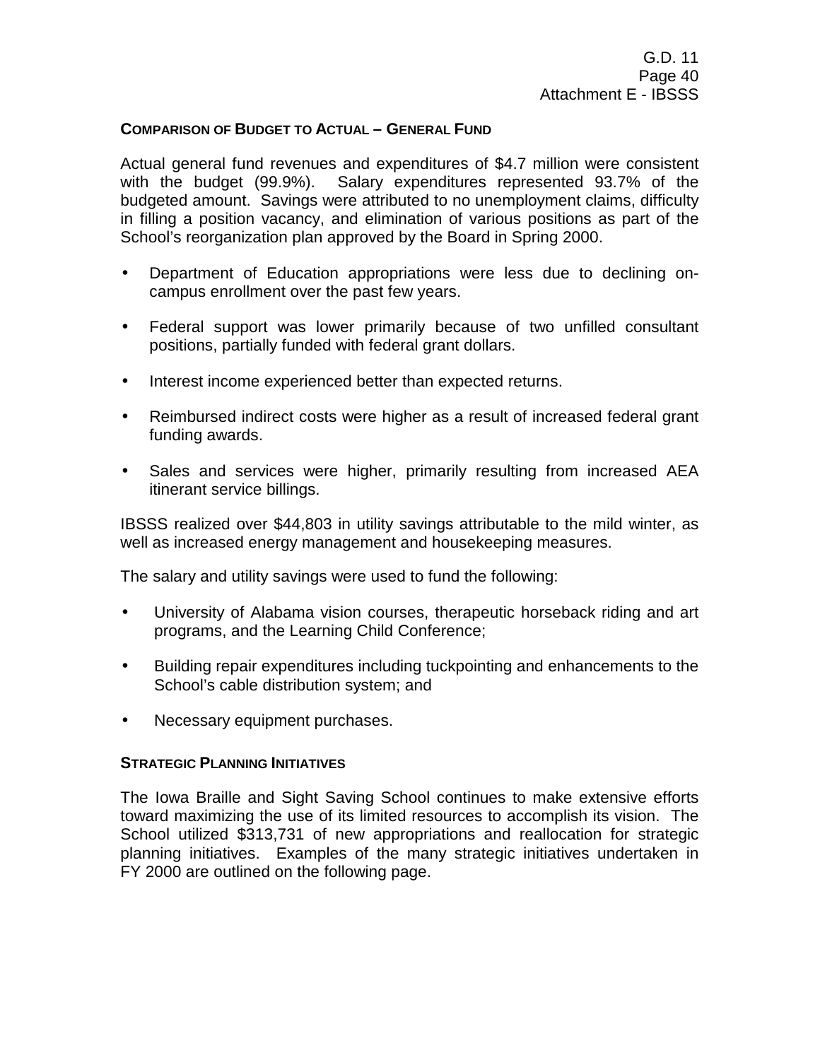## COMPARISON OF BUDGET TO ACTUAL – GENERAL FUND

Actual general fund revenues and expenditures of $4.7 million were consistent with the budget (99.9%). Salary expenditures represented 93.7% of the budgeted amount. Savings were attributed to no unemployment claims, difficulty in filling a position vacancy, and elimination of various positions as part of the School's reorganization plan approved by the Board in Spring 2000.

- Department of Education appropriations were less due to declining on-campus enrollment over the past few years.
- Federal support was lower primarily because of two unfilled consultant positions, partially funded with federal grant dollars.
- Interest income experienced better than expected returns.
- Reimbursed indirect costs were higher as a result of increased federal grant funding awards.
- Sales and services were higher, primarily resulting from increased AEA itinerant service billings.

IBSSS realized over $44,803 in utility savings attributable to the mild winter, as well as increased energy management and housekeeping measures.

The salary and utility savings were used to fund the following:

- University of Alabama vision courses, therapeutic horseback riding and art programs, and the Learning Child Conference;
- Building repair expenditures including tuckpointing and enhancements to the School's cable distribution system; and
- Necessary equipment purchases.

## STRATEGIC PLANNING INITIATIVES

The Iowa Braille and Sight Saving School continues to make extensive efforts toward maximizing the use of its limited resources to accomplish its vision. The School utilized $313,731 of new appropriations and reallocation for strategic planning initiatives. Examples of the many strategic initiatives undertaken in FY 2000 are outlined on the following page.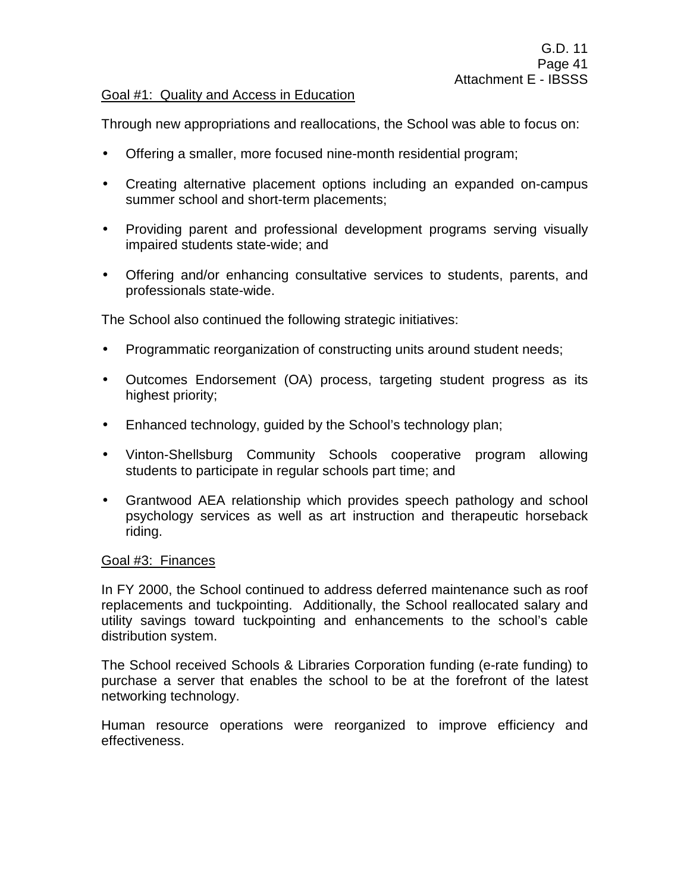Goal #1: Quality and Access in Education

Through new appropriations and reallocations, the School was able to focus on:

- Offering a smaller, more focused nine-month residential program;
- Creating alternative placement options including an expanded on-campus summer school and short-term placements;
- Providing parent and professional development programs serving visually impaired students state-wide; and
- Offering and/or enhancing consultative services to students, parents, and professionals state-wide.

The School also continued the following strategic initiatives:

- Programmatic reorganization of constructing units around student needs;
- Outcomes Endorsement (OA) process, targeting student progress as its highest priority;
- Enhanced technology, guided by the School's technology plan;
- Vinton-Shellsburg Community Schools cooperative program allowing students to participate in regular schools part time; and
- Grantwood AEA relationship which provides speech pathology and school psychology services as well as art instruction and therapeutic horseback riding.

Goal #3: Finances

In FY 2000, the School continued to address deferred maintenance such as roof replacements and tuckpointing. Additionally, the School reallocated salary and utility savings toward tuckpointing and enhancements to the school's cable distribution system.

The School received Schools & Libraries Corporation funding (e-rate funding) to purchase a server that enables the school to be at the forefront of the latest networking technology.

Human resource operations were reorganized to improve efficiency and effectiveness.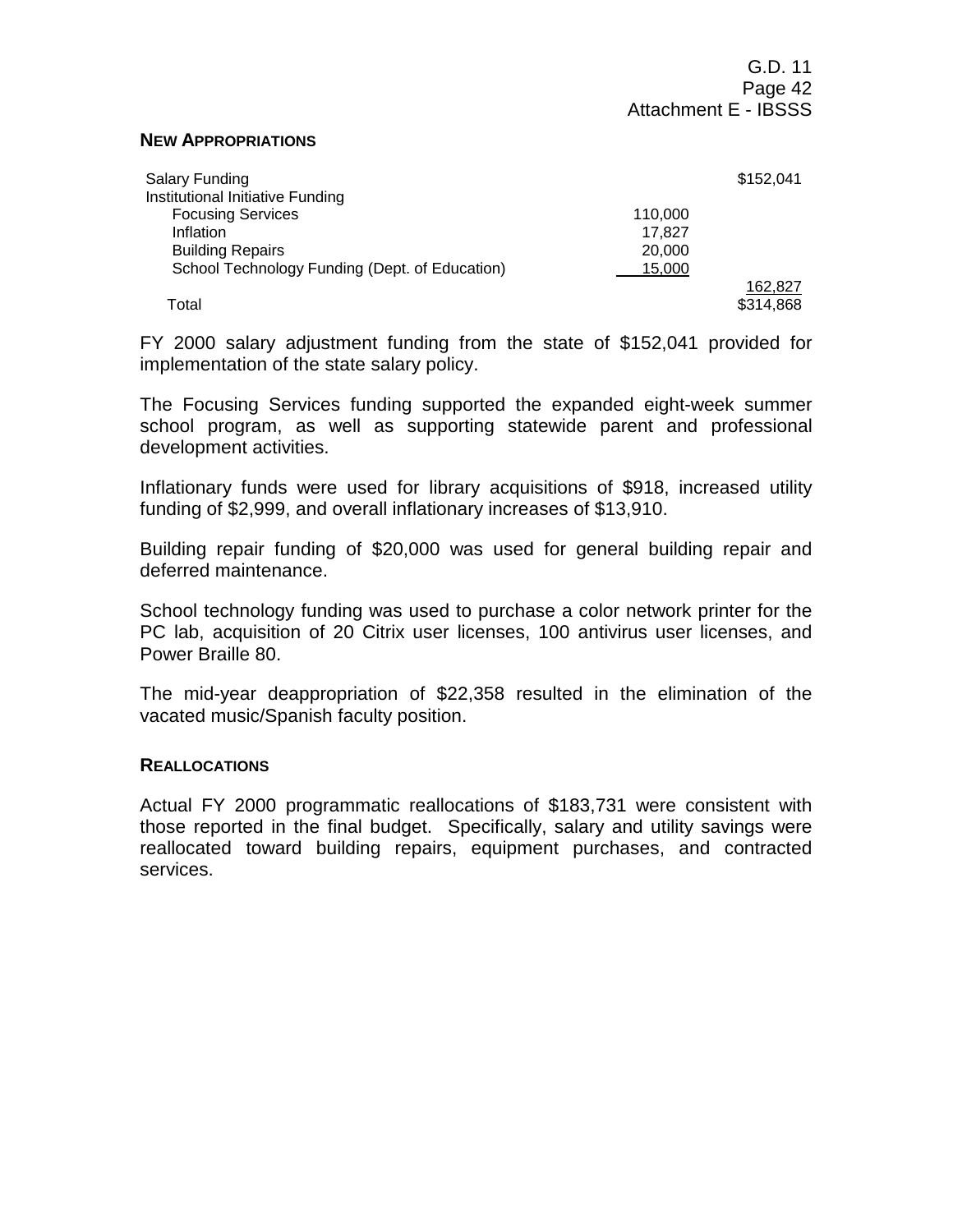## NEW APPROPRIATIONS

| | | |
|---|---|---|
| Salary Funding | | $152,041 |
| Institutional Initiative Funding | | |
| Focusing Services | 110,000 | |
| Inflation | 17,827 | |
| Building Repairs | 20,000 | |
| School Technology Funding (Dept. of Education) | 15,000 | |
| | | 162,827 |
| Total | | $314,868 |

FY 2000 salary adjustment funding from the state of $152,041 provided for implementation of the state salary policy.

The Focusing Services funding supported the expanded eight-week summer school program, as well as supporting statewide parent and professional development activities.

Inflationary funds were used for library acquisitions of $918, increased utility funding of $2,999, and overall inflationary increases of $13,910.

Building repair funding of $20,000 was used for general building repair and deferred maintenance.

School technology funding was used to purchase a color network printer for the PC lab, acquisition of 20 Citrix user licenses, 100 antivirus user licenses, and Power Braille 80.

The mid-year deappropriation of $22,358 resulted in the elimination of the vacated music/Spanish faculty position.

## REALLOCATIONS

Actual FY 2000 programmatic reallocations of $183,731 were consistent with those reported in the final budget. Specifically, salary and utility savings were reallocated toward building repairs, equipment purchases, and contracted services.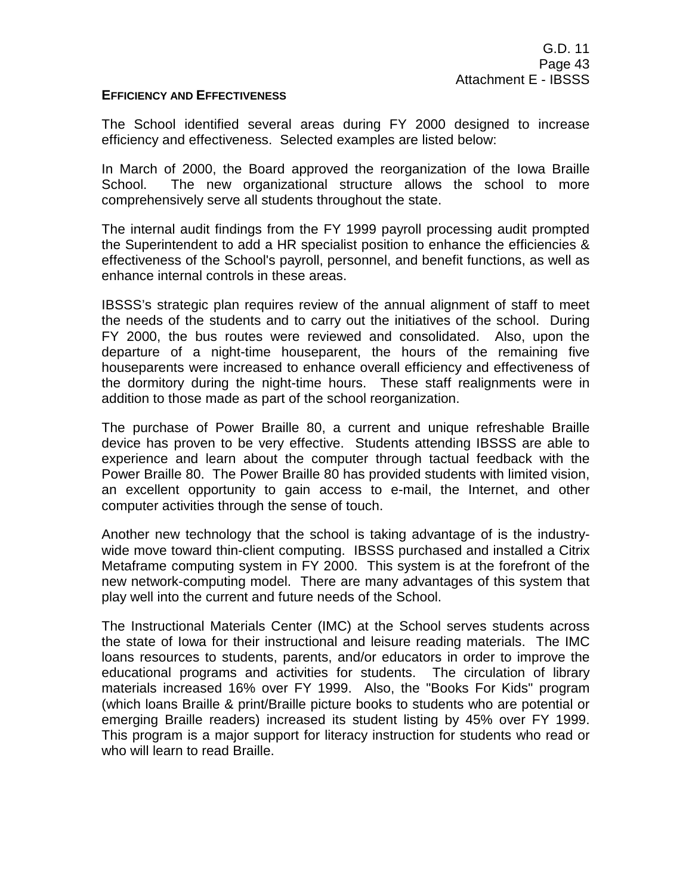## EFFICIENCY AND EFFECTIVENESS

The School identified several areas during FY 2000 designed to increase efficiency and effectiveness. Selected examples are listed below:

In March of 2000, the Board approved the reorganization of the Iowa Braille School. The new organizational structure allows the school to more comprehensively serve all students throughout the state.

The internal audit findings from the FY 1999 payroll processing audit prompted the Superintendent to add a HR specialist position to enhance the efficiencies & effectiveness of the School's payroll, personnel, and benefit functions, as well as enhance internal controls in these areas.

IBSSS's strategic plan requires review of the annual alignment of staff to meet the needs of the students and to carry out the initiatives of the school. During FY 2000, the bus routes were reviewed and consolidated. Also, upon the departure of a night-time houseparent, the hours of the remaining five houseparents were increased to enhance overall efficiency and effectiveness of the dormitory during the night-time hours. These staff realignments were in addition to those made as part of the school reorganization.

The purchase of Power Braille 80, a current and unique refreshable Braille device has proven to be very effective. Students attending IBSSS are able to experience and learn about the computer through tactual feedback with the Power Braille 80. The Power Braille 80 has provided students with limited vision, an excellent opportunity to gain access to e-mail, the Internet, and other computer activities through the sense of touch.

Another new technology that the school is taking advantage of is the industry-wide move toward thin-client computing. IBSSS purchased and installed a Citrix Metaframe computing system in FY 2000. This system is at the forefront of the new network-computing model. There are many advantages of this system that play well into the current and future needs of the School.

The Instructional Materials Center (IMC) at the School serves students across the state of Iowa for their instructional and leisure reading materials. The IMC loans resources to students, parents, and/or educators in order to improve the educational programs and activities for students. The circulation of library materials increased 16% over FY 1999. Also, the "Books For Kids" program (which loans Braille & print/Braille picture books to students who are potential or emerging Braille readers) increased its student listing by 45% over FY 1999. This program is a major support for literacy instruction for students who read or who will learn to read Braille.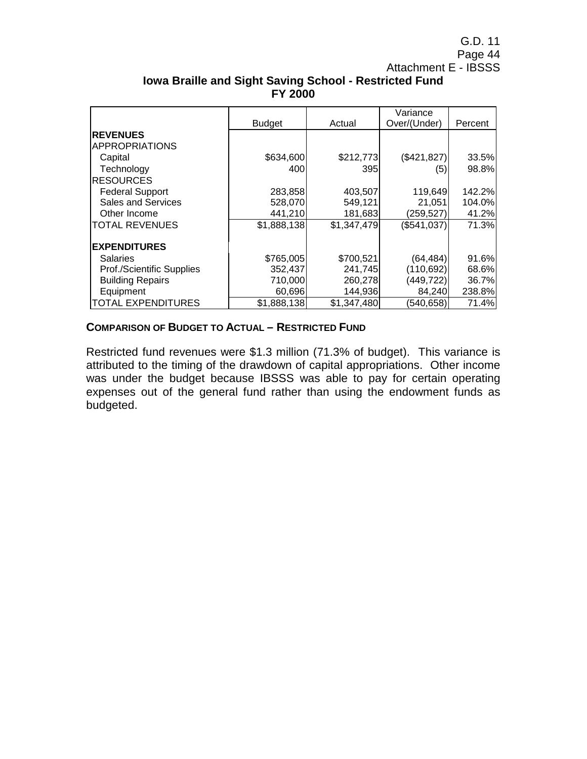# Iowa Braille and Sight Saving School - Restricted Fund
## FY 2000

| | Budget | Actual | Variance Over/(Under) | Percent |
|---|---|---|---|---|
| **REVENUES** | | | | |
| APPROPRIATIONS | | | | |
| Capital | $634,600 | $212,773 | ($421,827) | 33.5% |
| Technology | 400 | 395 | (5) | 98.8% |
| RESOURCES | | | | |
| Federal Support | 283,858 | 403,507 | 119,649 | 142.2% |
| Sales and Services | 528,070 | 549,121 | 21,051 | 104.0% |
| Other Income | 441,210 | 181,683 | (259,527) | 41.2% |
| TOTAL REVENUES | $1,888,138 | $1,347,479 | ($541,037) | 71.3% |
| **EXPENDITURES** | | | | |
| Salaries | $765,005 | $700,521 | (64,484) | 91.6% |
| Prof./Scientific Supplies | 352,437 | 241,745 | (110,692) | 68.6% |
| Building Repairs | 710,000 | 260,278 | (449,722) | 36.7% |
| Equipment | 60,696 | 144,936 | 84,240 | 238.8% |
| TOTAL EXPENDITURES | $1,888,138 | $1,347,480 | (540,658) | 71.4% |

**COMPARISON OF BUDGET TO ACTUAL – RESTRICTED FUND**

Restricted fund revenues were $1.3 million (71.3% of budget). This variance is attributed to the timing of the drawdown of capital appropriations. Other income was under the budget because IBSSS was able to pay for certain operating expenses out of the general fund rather than using the endowment funds as budgeted.